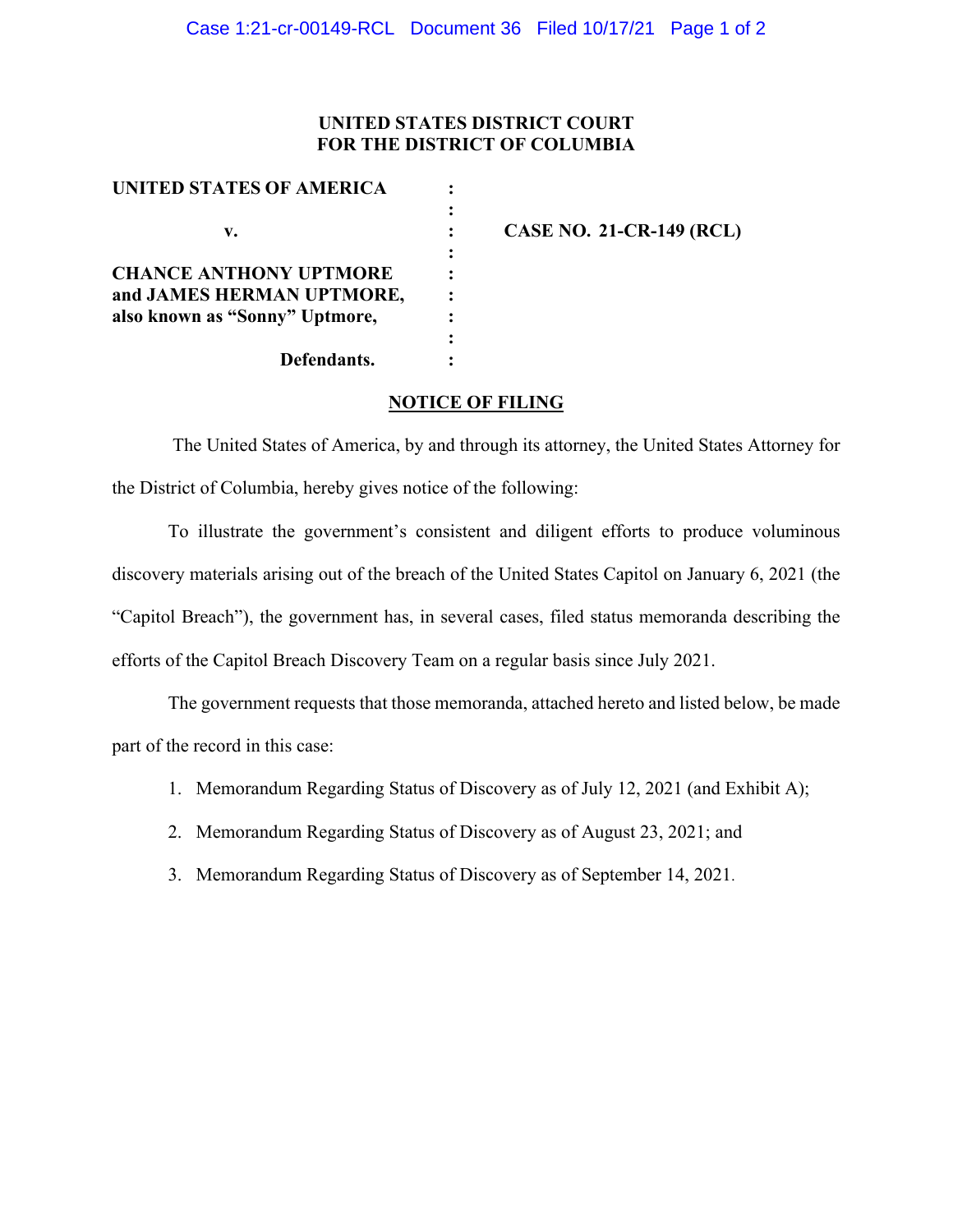**UNITED STATES DISTRICT COURT**
**FOR THE DISTRICT OF COLUMBIA**

| | | |
|---|---|---|
| **UNITED STATES OF AMERICA** | : | |
| | : | |
| **v.** | : | **CASE NO. 21-CR-149 (RCL)** |
| | : | |
| **CHANCE ANTHONY UPTMORE** | : | |
| **and JAMES HERMAN UPTMORE,** | : | |
| **also known as "Sonny" Uptmore,** | : | |
| | : | |
| **Defendants.** | : | |

## NOTICE OF FILING

The United States of America, by and through its attorney, the United States Attorney for the District of Columbia, hereby gives notice of the following:

To illustrate the government's consistent and diligent efforts to produce voluminous discovery materials arising out of the breach of the United States Capitol on January 6, 2021 (the "Capitol Breach"), the government has, in several cases, filed status memoranda describing the efforts of the Capitol Breach Discovery Team on a regular basis since July 2021.

The government requests that those memoranda, attached hereto and listed below, be made part of the record in this case:

1. Memorandum Regarding Status of Discovery as of July 12, 2021 (and Exhibit A);
2. Memorandum Regarding Status of Discovery as of August 23, 2021; and
3. Memorandum Regarding Status of Discovery as of September 14, 2021.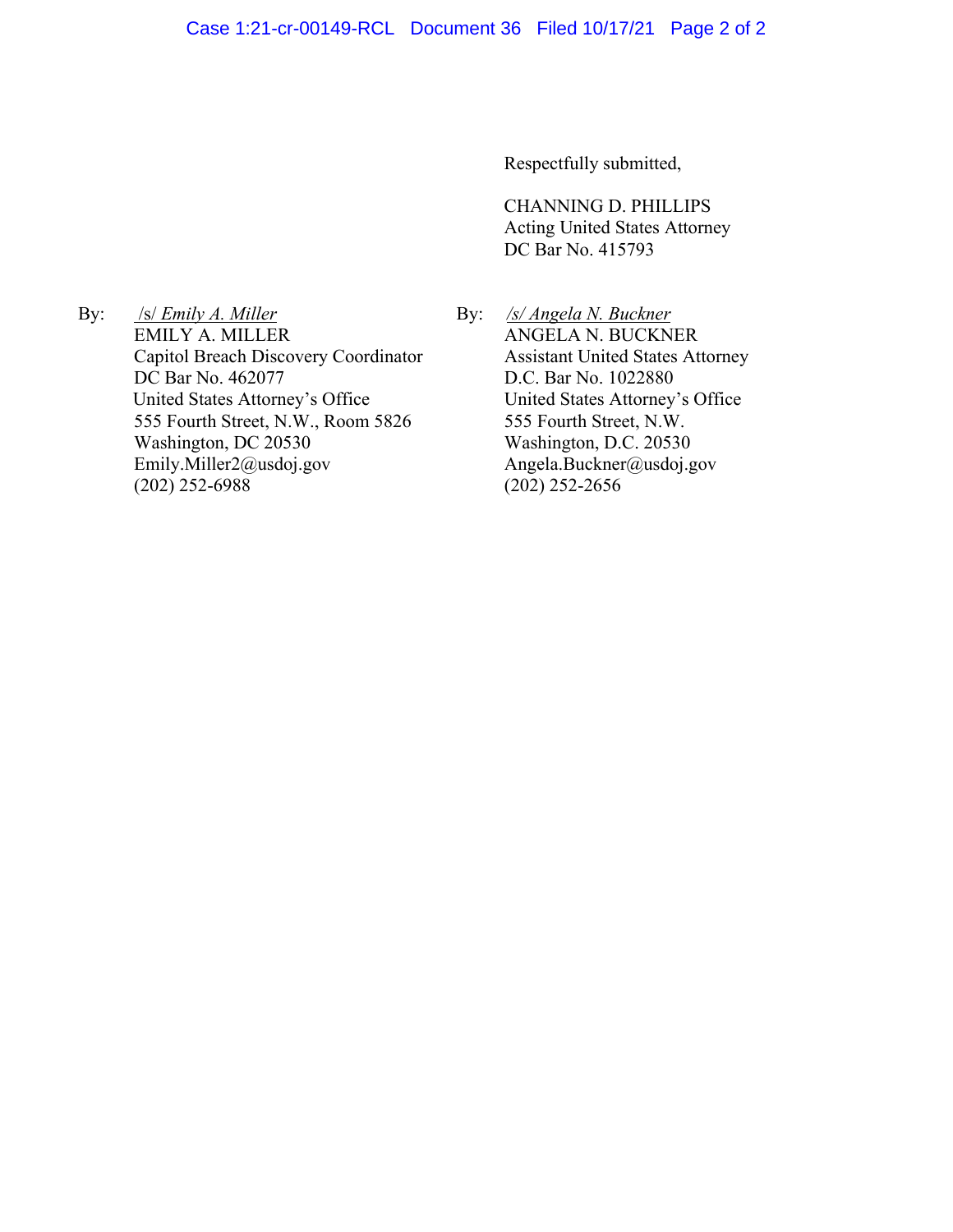Respectfully submitted,

CHANNING D. PHILLIPS
Acting United States Attorney
DC Bar No. 415793

By: _/s/ Emily A. Miller_
EMILY A. MILLER
Capitol Breach Discovery Coordinator
DC Bar No. 462077
United States Attorney's Office
555 Fourth Street, N.W., Room 5826
Washington, DC 20530
Emily.Miller2@usdoj.gov
(202) 252-6988

By: _/s/ Angela N. Buckner_
ANGELA N. BUCKNER
Assistant United States Attorney
D.C. Bar No. 1022880
United States Attorney's Office
555 Fourth Street, N.W.
Washington, D.C. 20530
Angela.Buckner@usdoj.gov
(202) 252-2656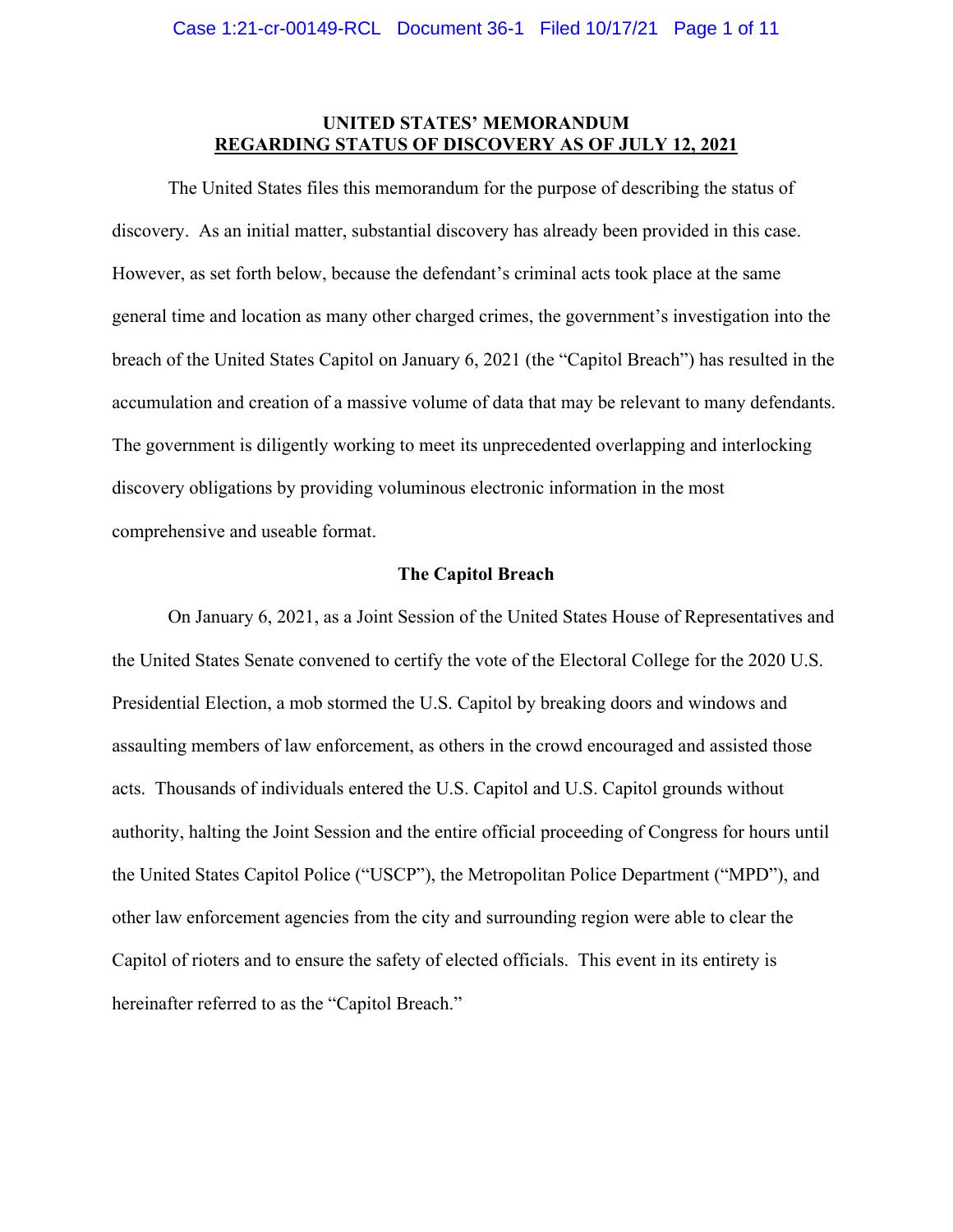**UNITED STATES' MEMORANDUM**
**REGARDING STATUS OF DISCOVERY AS OF JULY 12, 2021**

The United States files this memorandum for the purpose of describing the status of discovery. As an initial matter, substantial discovery has already been provided in this case. However, as set forth below, because the defendant's criminal acts took place at the same general time and location as many other charged crimes, the government's investigation into the breach of the United States Capitol on January 6, 2021 (the "Capitol Breach") has resulted in the accumulation and creation of a massive volume of data that may be relevant to many defendants. The government is diligently working to meet its unprecedented overlapping and interlocking discovery obligations by providing voluminous electronic information in the most comprehensive and useable format.

**The Capitol Breach**

On January 6, 2021, as a Joint Session of the United States House of Representatives and the United States Senate convened to certify the vote of the Electoral College for the 2020 U.S. Presidential Election, a mob stormed the U.S. Capitol by breaking doors and windows and assaulting members of law enforcement, as others in the crowd encouraged and assisted those acts. Thousands of individuals entered the U.S. Capitol and U.S. Capitol grounds without authority, halting the Joint Session and the entire official proceeding of Congress for hours until the United States Capitol Police ("USCP"), the Metropolitan Police Department ("MPD"), and other law enforcement agencies from the city and surrounding region were able to clear the Capitol of rioters and to ensure the safety of elected officials. This event in its entirety is hereinafter referred to as the "Capitol Breach."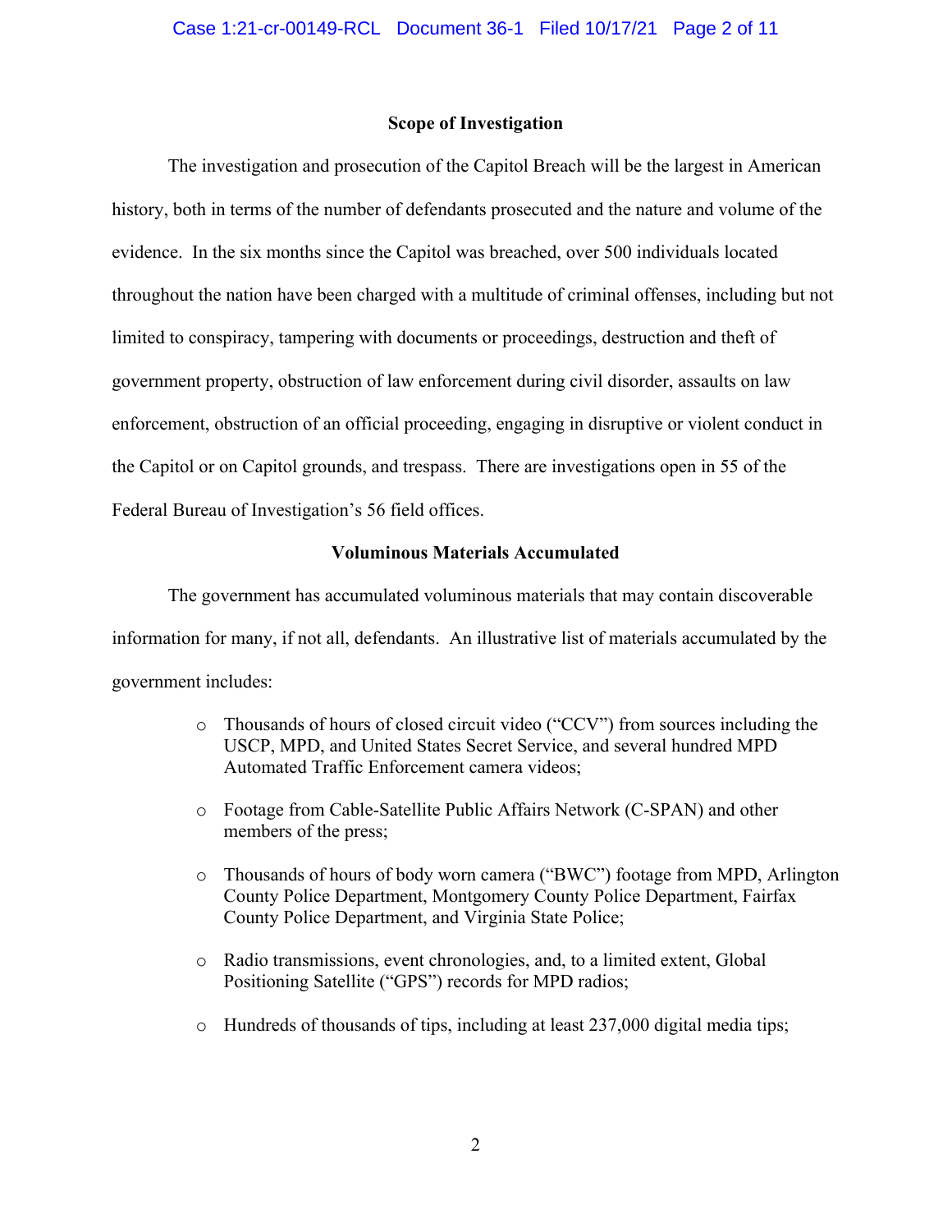## Scope of Investigation

The investigation and prosecution of the Capitol Breach will be the largest in American history, both in terms of the number of defendants prosecuted and the nature and volume of the evidence. In the six months since the Capitol was breached, over 500 individuals located throughout the nation have been charged with a multitude of criminal offenses, including but not limited to conspiracy, tampering with documents or proceedings, destruction and theft of government property, obstruction of law enforcement during civil disorder, assaults on law enforcement, obstruction of an official proceeding, engaging in disruptive or violent conduct in the Capitol or on Capitol grounds, and trespass. There are investigations open in 55 of the Federal Bureau of Investigation's 56 field offices.

## Voluminous Materials Accumulated

The government has accumulated voluminous materials that may contain discoverable information for many, if not all, defendants. An illustrative list of materials accumulated by the government includes:

- Thousands of hours of closed circuit video ("CCV") from sources including the USCP, MPD, and United States Secret Service, and several hundred MPD Automated Traffic Enforcement camera videos;
- Footage from Cable-Satellite Public Affairs Network (C-SPAN) and other members of the press;
- Thousands of hours of body worn camera ("BWC") footage from MPD, Arlington County Police Department, Montgomery County Police Department, Fairfax County Police Department, and Virginia State Police;
- Radio transmissions, event chronologies, and, to a limited extent, Global Positioning Satellite ("GPS") records for MPD radios;
- Hundreds of thousands of tips, including at least 237,000 digital media tips;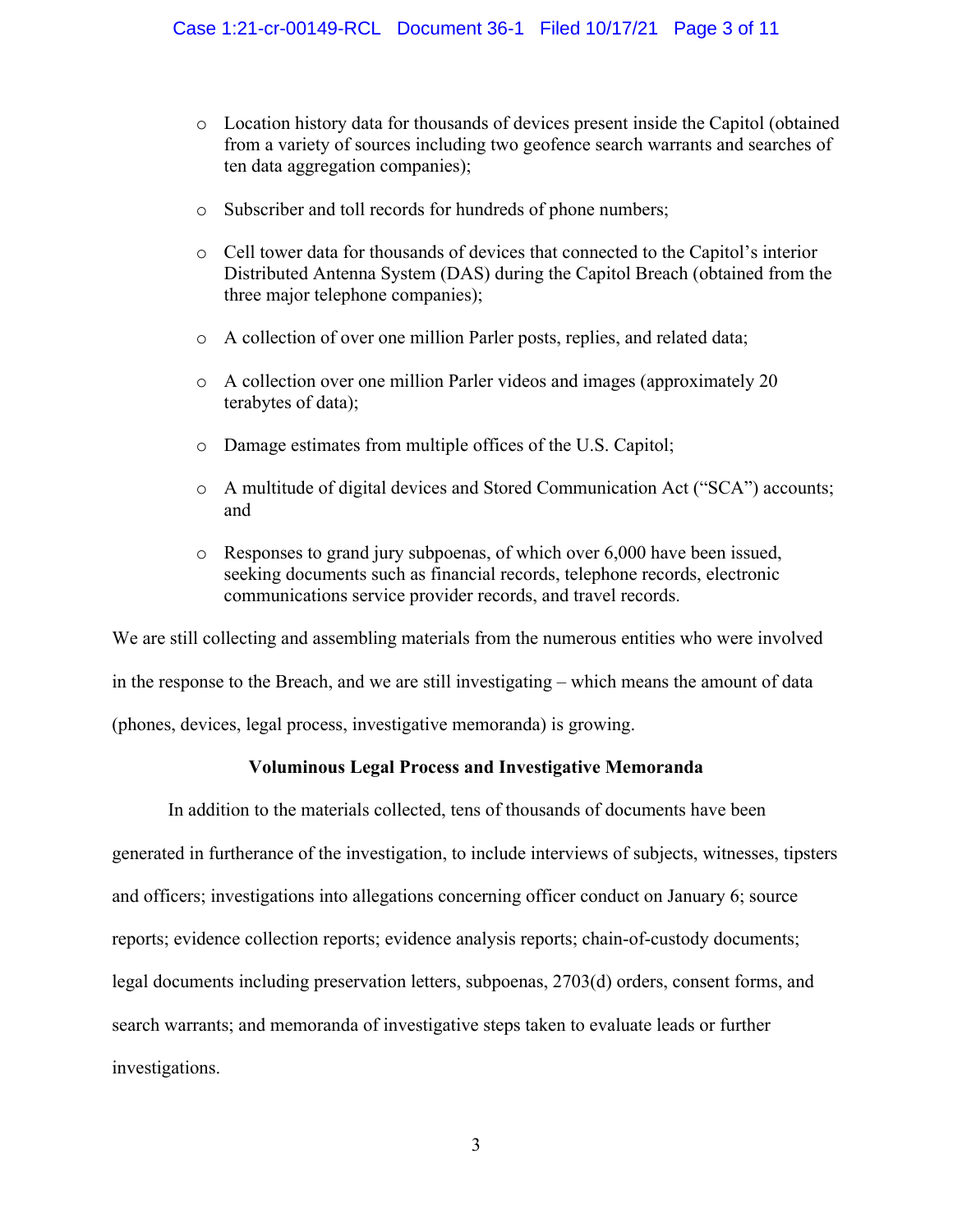- Location history data for thousands of devices present inside the Capitol (obtained from a variety of sources including two geofence search warrants and searches of ten data aggregation companies);
- Subscriber and toll records for hundreds of phone numbers;
- Cell tower data for thousands of devices that connected to the Capitol's interior Distributed Antenna System (DAS) during the Capitol Breach (obtained from the three major telephone companies);
- A collection of over one million Parler posts, replies, and related data;
- A collection over one million Parler videos and images (approximately 20 terabytes of data);
- Damage estimates from multiple offices of the U.S. Capitol;
- A multitude of digital devices and Stored Communication Act ("SCA") accounts; and
- Responses to grand jury subpoenas, of which over 6,000 have been issued, seeking documents such as financial records, telephone records, electronic communications service provider records, and travel records.

We are still collecting and assembling materials from the numerous entities who were involved in the response to the Breach, and we are still investigating – which means the amount of data (phones, devices, legal process, investigative memoranda) is growing.

**Voluminous Legal Process and Investigative Memoranda**

In addition to the materials collected, tens of thousands of documents have been generated in furtherance of the investigation, to include interviews of subjects, witnesses, tipsters and officers; investigations into allegations concerning officer conduct on January 6; source reports; evidence collection reports; evidence analysis reports; chain-of-custody documents; legal documents including preservation letters, subpoenas, 2703(d) orders, consent forms, and search warrants; and memoranda of investigative steps taken to evaluate leads or further investigations.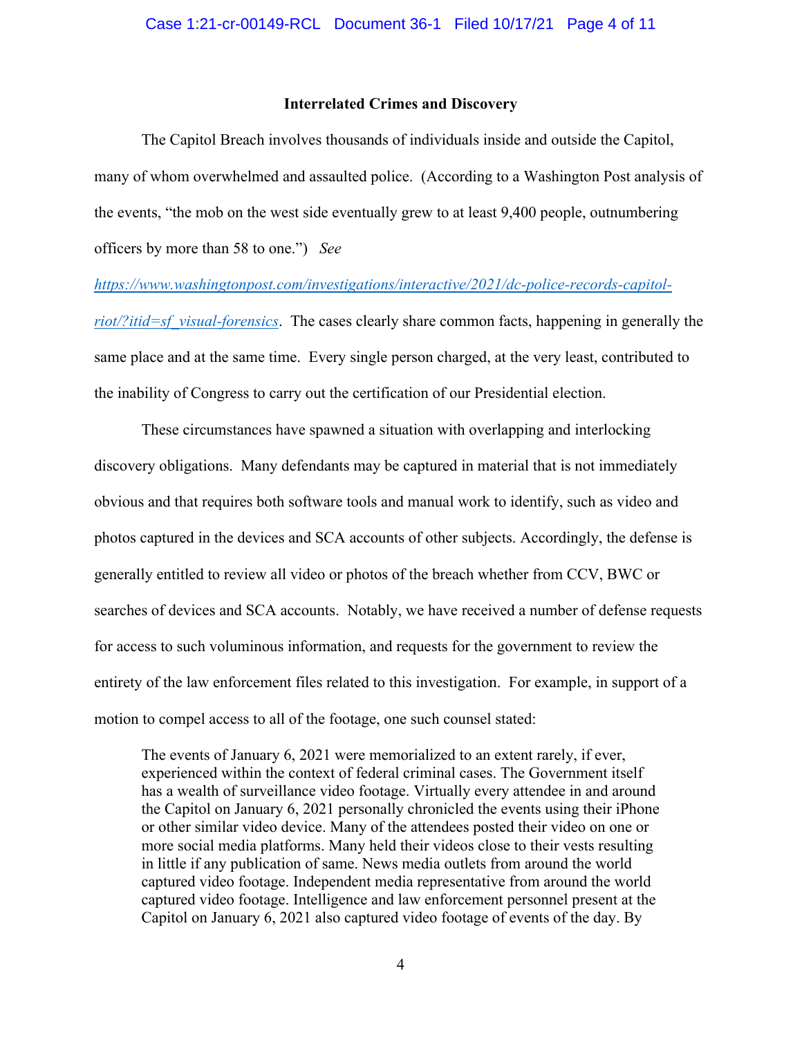**Interrelated Crimes and Discovery**

The Capitol Breach involves thousands of individuals inside and outside the Capitol, many of whom overwhelmed and assaulted police. (According to a Washington Post analysis of the events, "the mob on the west side eventually grew to at least 9,400 people, outnumbering officers by more than 58 to one.") *See* https://www.washingtonpost.com/investigations/interactive/2021/dc-police-records-capitol-riot/?itid=sf_visual-forensics. The cases clearly share common facts, happening in generally the same place and at the same time. Every single person charged, at the very least, contributed to the inability of Congress to carry out the certification of our Presidential election.

These circumstances have spawned a situation with overlapping and interlocking discovery obligations. Many defendants may be captured in material that is not immediately obvious and that requires both software tools and manual work to identify, such as video and photos captured in the devices and SCA accounts of other subjects. Accordingly, the defense is generally entitled to review all video or photos of the breach whether from CCV, BWC or searches of devices and SCA accounts. Notably, we have received a number of defense requests for access to such voluminous information, and requests for the government to review the entirety of the law enforcement files related to this investigation. For example, in support of a motion to compel access to all of the footage, one such counsel stated:

> The events of January 6, 2021 were memorialized to an extent rarely, if ever, experienced within the context of federal criminal cases. The Government itself has a wealth of surveillance video footage. Virtually every attendee in and around the Capitol on January 6, 2021 personally chronicled the events using their iPhone or other similar video device. Many of the attendees posted their video on one or more social media platforms. Many held their videos close to their vests resulting in little if any publication of same. News media outlets from around the world captured video footage. Independent media representative from around the world captured video footage. Intelligence and law enforcement personnel present at the Capitol on January 6, 2021 also captured video footage of events of the day. By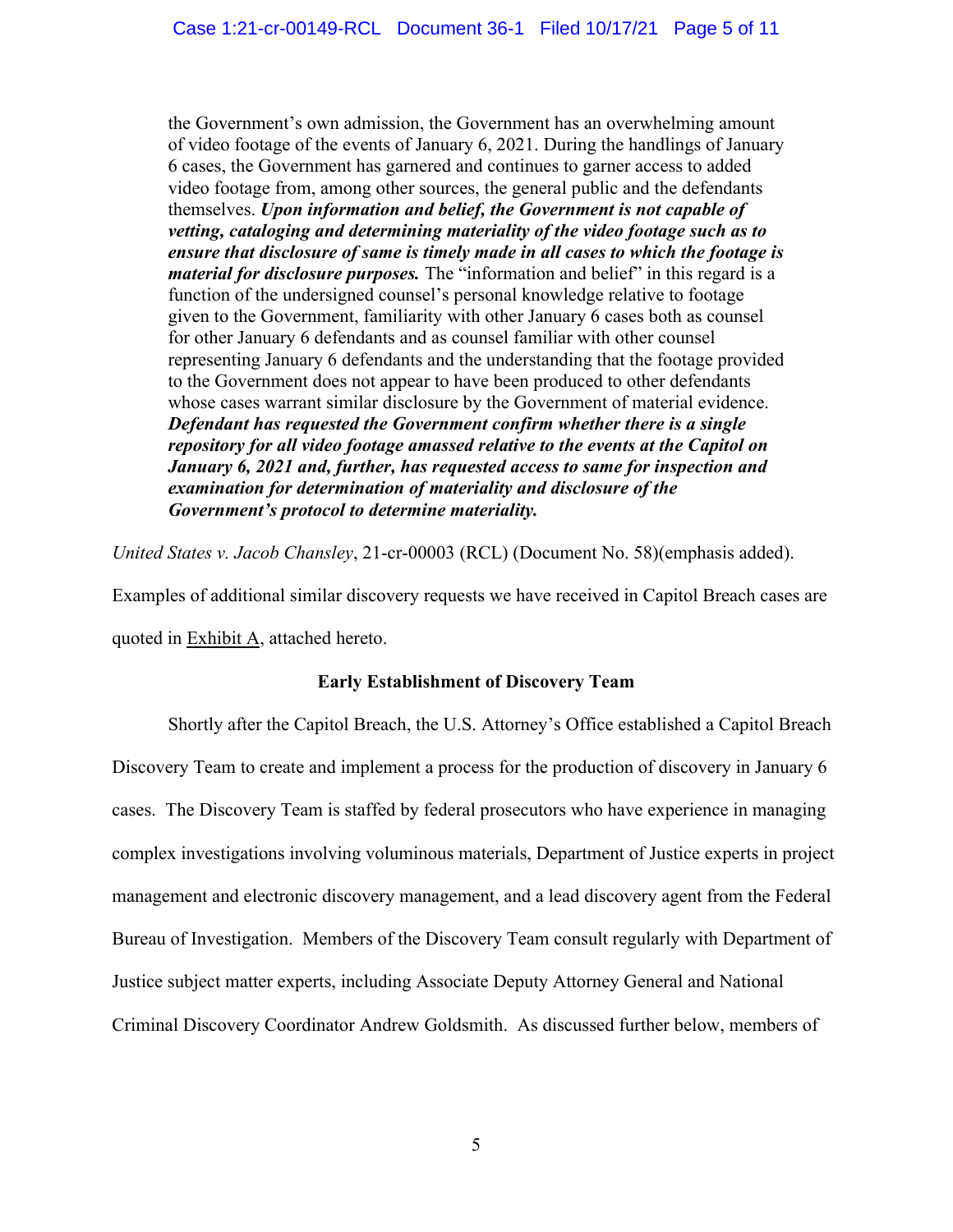> the Government's own admission, the Government has an overwhelming amount of video footage of the events of January 6, 2021. During the handlings of January 6 cases, the Government has garnered and continues to garner access to added video footage from, among other sources, the general public and the defendants themselves. ***Upon information and belief, the Government is not capable of vetting, cataloging and determining materiality of the video footage such as to ensure that disclosure of same is timely made in all cases to which the footage is material for disclosure purposes.*** The "information and belief" in this regard is a function of the undersigned counsel's personal knowledge relative to footage given to the Government, familiarity with other January 6 cases both as counsel for other January 6 defendants and as counsel familiar with other counsel representing January 6 defendants and the understanding that the footage provided to the Government does not appear to have been produced to other defendants whose cases warrant similar disclosure by the Government of material evidence. ***Defendant has requested the Government confirm whether there is a single repository for all video footage amassed relative to the events at the Capitol on January 6, 2021 and, further, has requested access to same for inspection and examination for determination of materiality and disclosure of the Government's protocol to determine materiality.***

*United States v. Jacob Chansley*, 21-cr-00003 (RCL) (Document No. 58)(emphasis added).

Examples of additional similar discovery requests we have received in Capitol Breach cases are quoted in Exhibit A, attached hereto.

**Early Establishment of Discovery Team**

Shortly after the Capitol Breach, the U.S. Attorney's Office established a Capitol Breach Discovery Team to create and implement a process for the production of discovery in January 6 cases. The Discovery Team is staffed by federal prosecutors who have experience in managing complex investigations involving voluminous materials, Department of Justice experts in project management and electronic discovery management, and a lead discovery agent from the Federal Bureau of Investigation. Members of the Discovery Team consult regularly with Department of Justice subject matter experts, including Associate Deputy Attorney General and National Criminal Discovery Coordinator Andrew Goldsmith. As discussed further below, members of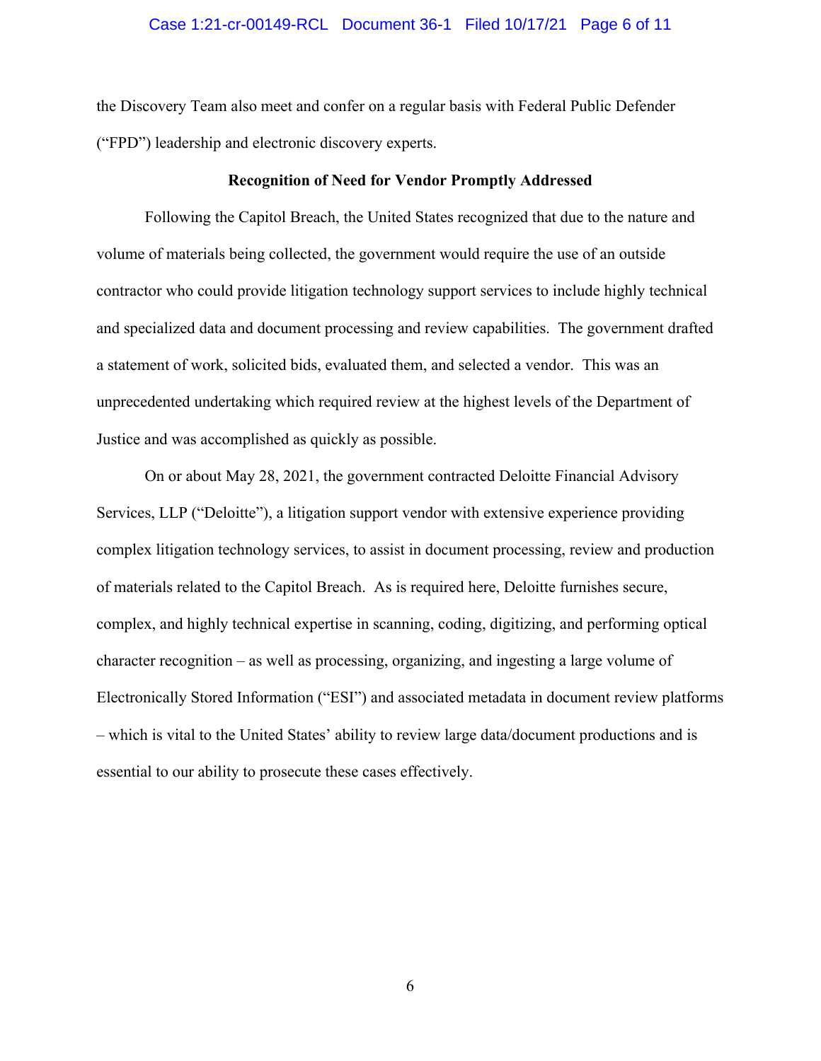the Discovery Team also meet and confer on a regular basis with Federal Public Defender ("FPD") leadership and electronic discovery experts.

**Recognition of Need for Vendor Promptly Addressed**

Following the Capitol Breach, the United States recognized that due to the nature and volume of materials being collected, the government would require the use of an outside contractor who could provide litigation technology support services to include highly technical and specialized data and document processing and review capabilities. The government drafted a statement of work, solicited bids, evaluated them, and selected a vendor. This was an unprecedented undertaking which required review at the highest levels of the Department of Justice and was accomplished as quickly as possible.

On or about May 28, 2021, the government contracted Deloitte Financial Advisory Services, LLP ("Deloitte"), a litigation support vendor with extensive experience providing complex litigation technology services, to assist in document processing, review and production of materials related to the Capitol Breach. As is required here, Deloitte furnishes secure, complex, and highly technical expertise in scanning, coding, digitizing, and performing optical character recognition – as well as processing, organizing, and ingesting a large volume of Electronically Stored Information ("ESI") and associated metadata in document review platforms – which is vital to the United States' ability to review large data/document productions and is essential to our ability to prosecute these cases effectively.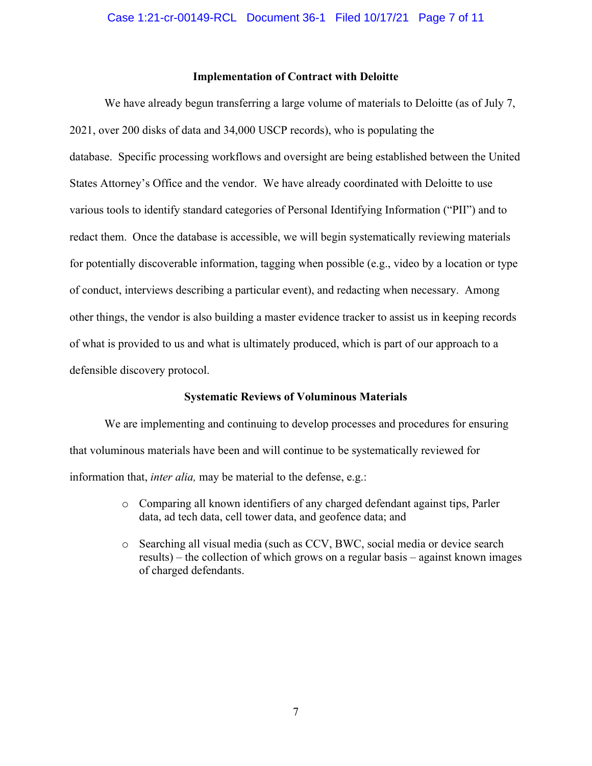### Implementation of Contract with Deloitte

We have already begun transferring a large volume of materials to Deloitte (as of July 7, 2021, over 200 disks of data and 34,000 USCP records), who is populating the database. Specific processing workflows and oversight are being established between the United States Attorney's Office and the vendor. We have already coordinated with Deloitte to use various tools to identify standard categories of Personal Identifying Information ("PII") and to redact them. Once the database is accessible, we will begin systematically reviewing materials for potentially discoverable information, tagging when possible (e.g., video by a location or type of conduct, interviews describing a particular event), and redacting when necessary. Among other things, the vendor is also building a master evidence tracker to assist us in keeping records of what is provided to us and what is ultimately produced, which is part of our approach to a defensible discovery protocol.

### Systematic Reviews of Voluminous Materials

We are implementing and continuing to develop processes and procedures for ensuring that voluminous materials have been and will continue to be systematically reviewed for information that, *inter alia,* may be material to the defense, e.g.:

- Comparing all known identifiers of any charged defendant against tips, Parler data, ad tech data, cell tower data, and geofence data; and
- Searching all visual media (such as CCV, BWC, social media or device search results) – the collection of which grows on a regular basis – against known images of charged defendants.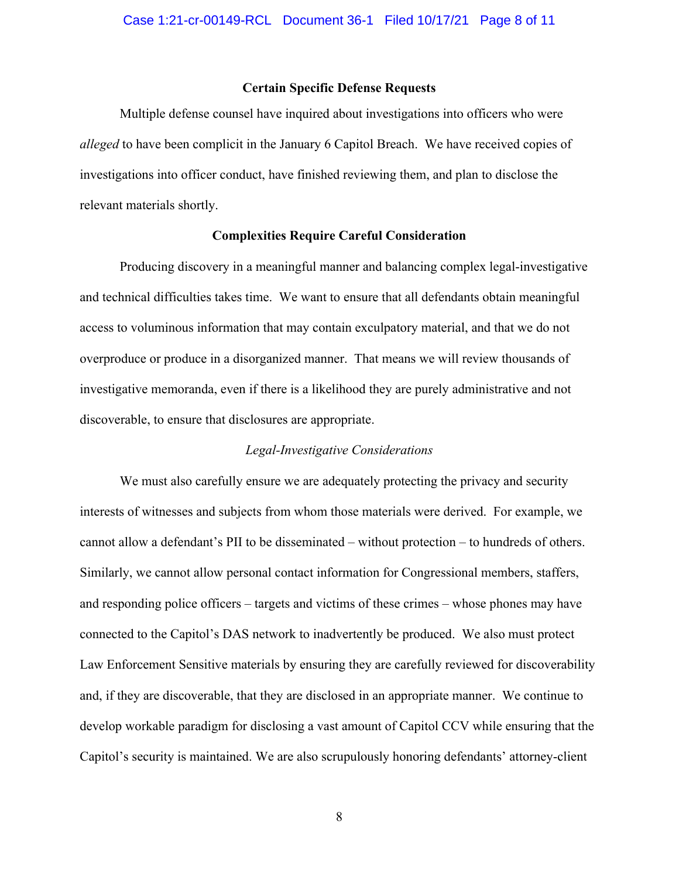**Certain Specific Defense Requests**

Multiple defense counsel have inquired about investigations into officers who were *alleged* to have been complicit in the January 6 Capitol Breach. We have received copies of investigations into officer conduct, have finished reviewing them, and plan to disclose the relevant materials shortly.

**Complexities Require Careful Consideration**

Producing discovery in a meaningful manner and balancing complex legal-investigative and technical difficulties takes time. We want to ensure that all defendants obtain meaningful access to voluminous information that may contain exculpatory material, and that we do not overproduce or produce in a disorganized manner. That means we will review thousands of investigative memoranda, even if there is a likelihood they are purely administrative and not discoverable, to ensure that disclosures are appropriate.

*Legal-Investigative Considerations*

We must also carefully ensure we are adequately protecting the privacy and security interests of witnesses and subjects from whom those materials were derived. For example, we cannot allow a defendant's PII to be disseminated – without protection – to hundreds of others. Similarly, we cannot allow personal contact information for Congressional members, staffers, and responding police officers – targets and victims of these crimes – whose phones may have connected to the Capitol's DAS network to inadvertently be produced. We also must protect Law Enforcement Sensitive materials by ensuring they are carefully reviewed for discoverability and, if they are discoverable, that they are disclosed in an appropriate manner. We continue to develop workable paradigm for disclosing a vast amount of Capitol CCV while ensuring that the Capitol's security is maintained. We are also scrupulously honoring defendants' attorney-client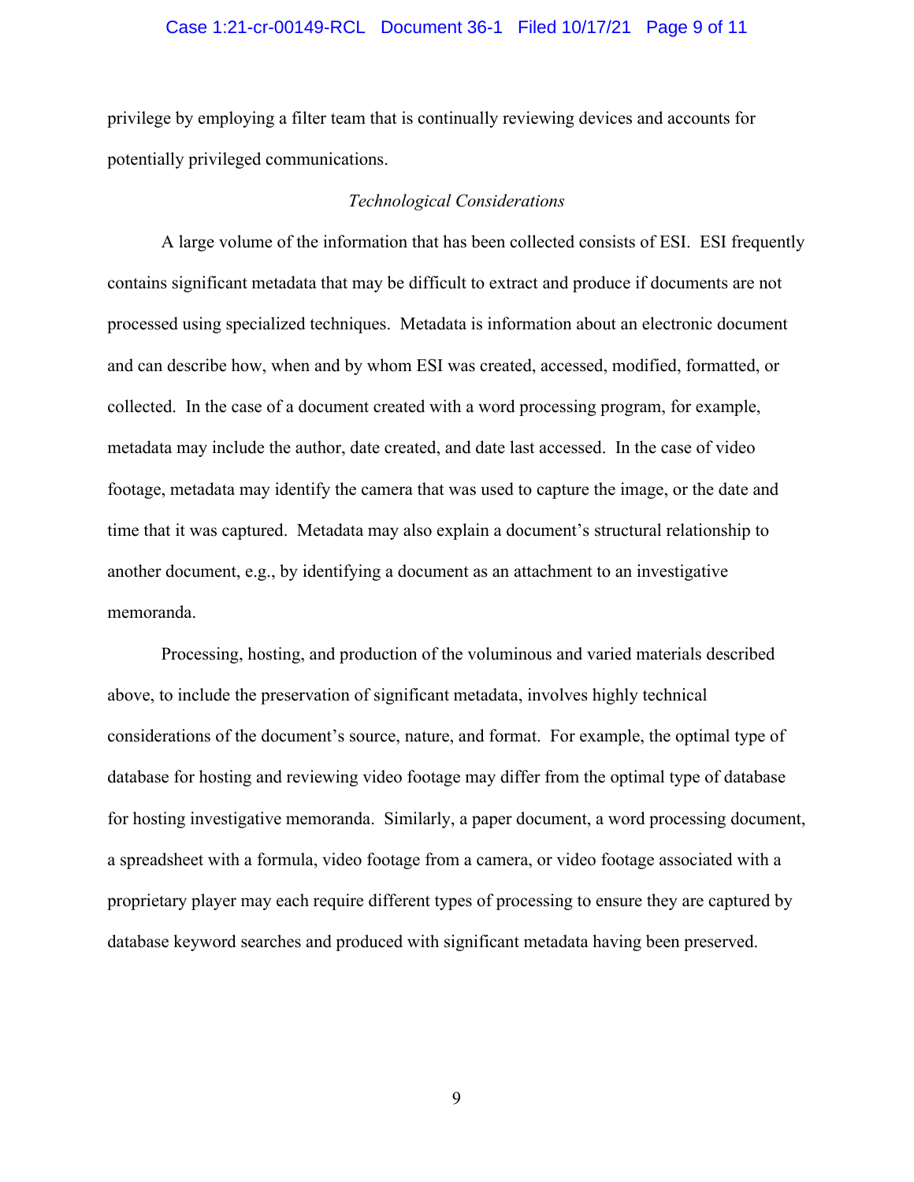privilege by employing a filter team that is continually reviewing devices and accounts for potentially privileged communications.

### *Technological Considerations*

A large volume of the information that has been collected consists of ESI. ESI frequently contains significant metadata that may be difficult to extract and produce if documents are not processed using specialized techniques. Metadata is information about an electronic document and can describe how, when and by whom ESI was created, accessed, modified, formatted, or collected. In the case of a document created with a word processing program, for example, metadata may include the author, date created, and date last accessed. In the case of video footage, metadata may identify the camera that was used to capture the image, or the date and time that it was captured. Metadata may also explain a document's structural relationship to another document, e.g., by identifying a document as an attachment to an investigative memoranda.

Processing, hosting, and production of the voluminous and varied materials described above, to include the preservation of significant metadata, involves highly technical considerations of the document's source, nature, and format. For example, the optimal type of database for hosting and reviewing video footage may differ from the optimal type of database for hosting investigative memoranda. Similarly, a paper document, a word processing document, a spreadsheet with a formula, video footage from a camera, or video footage associated with a proprietary player may each require different types of processing to ensure they are captured by database keyword searches and produced with significant metadata having been preserved.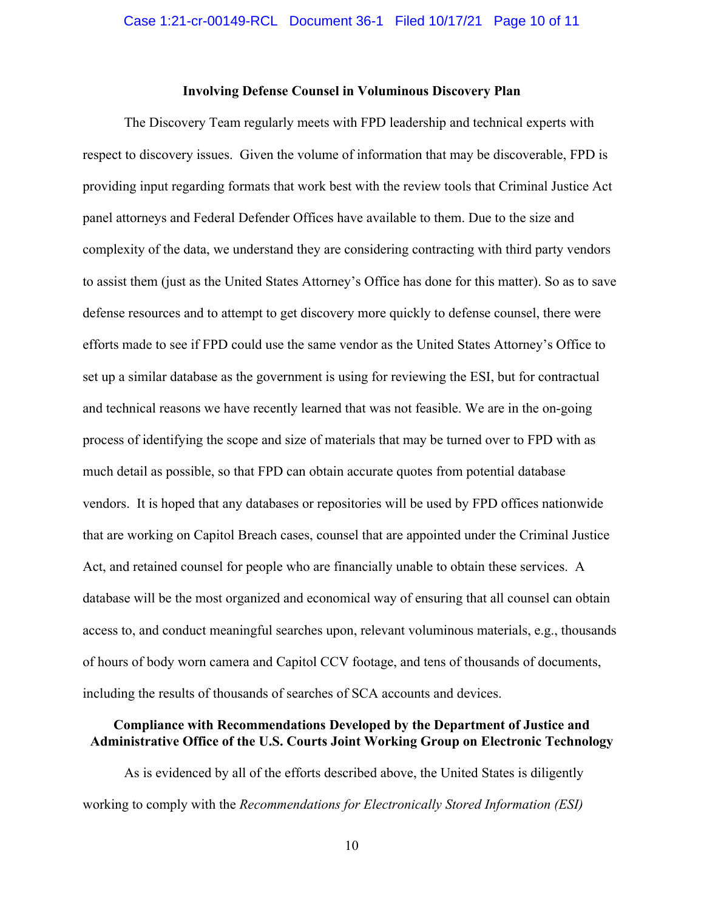### Involving Defense Counsel in Voluminous Discovery Plan

The Discovery Team regularly meets with FPD leadership and technical experts with respect to discovery issues. Given the volume of information that may be discoverable, FPD is providing input regarding formats that work best with the review tools that Criminal Justice Act panel attorneys and Federal Defender Offices have available to them. Due to the size and complexity of the data, we understand they are considering contracting with third party vendors to assist them (just as the United States Attorney's Office has done for this matter). So as to save defense resources and to attempt to get discovery more quickly to defense counsel, there were efforts made to see if FPD could use the same vendor as the United States Attorney's Office to set up a similar database as the government is using for reviewing the ESI, but for contractual and technical reasons we have recently learned that was not feasible. We are in the on-going process of identifying the scope and size of materials that may be turned over to FPD with as much detail as possible, so that FPD can obtain accurate quotes from potential database vendors. It is hoped that any databases or repositories will be used by FPD offices nationwide that are working on Capitol Breach cases, counsel that are appointed under the Criminal Justice Act, and retained counsel for people who are financially unable to obtain these services. A database will be the most organized and economical way of ensuring that all counsel can obtain access to, and conduct meaningful searches upon, relevant voluminous materials, e.g., thousands of hours of body worn camera and Capitol CCV footage, and tens of thousands of documents, including the results of thousands of searches of SCA accounts and devices.

### Compliance with Recommendations Developed by the Department of Justice and Administrative Office of the U.S. Courts Joint Working Group on Electronic Technology

As is evidenced by all of the efforts described above, the United States is diligently working to comply with the *Recommendations for Electronically Stored Information (ESI)*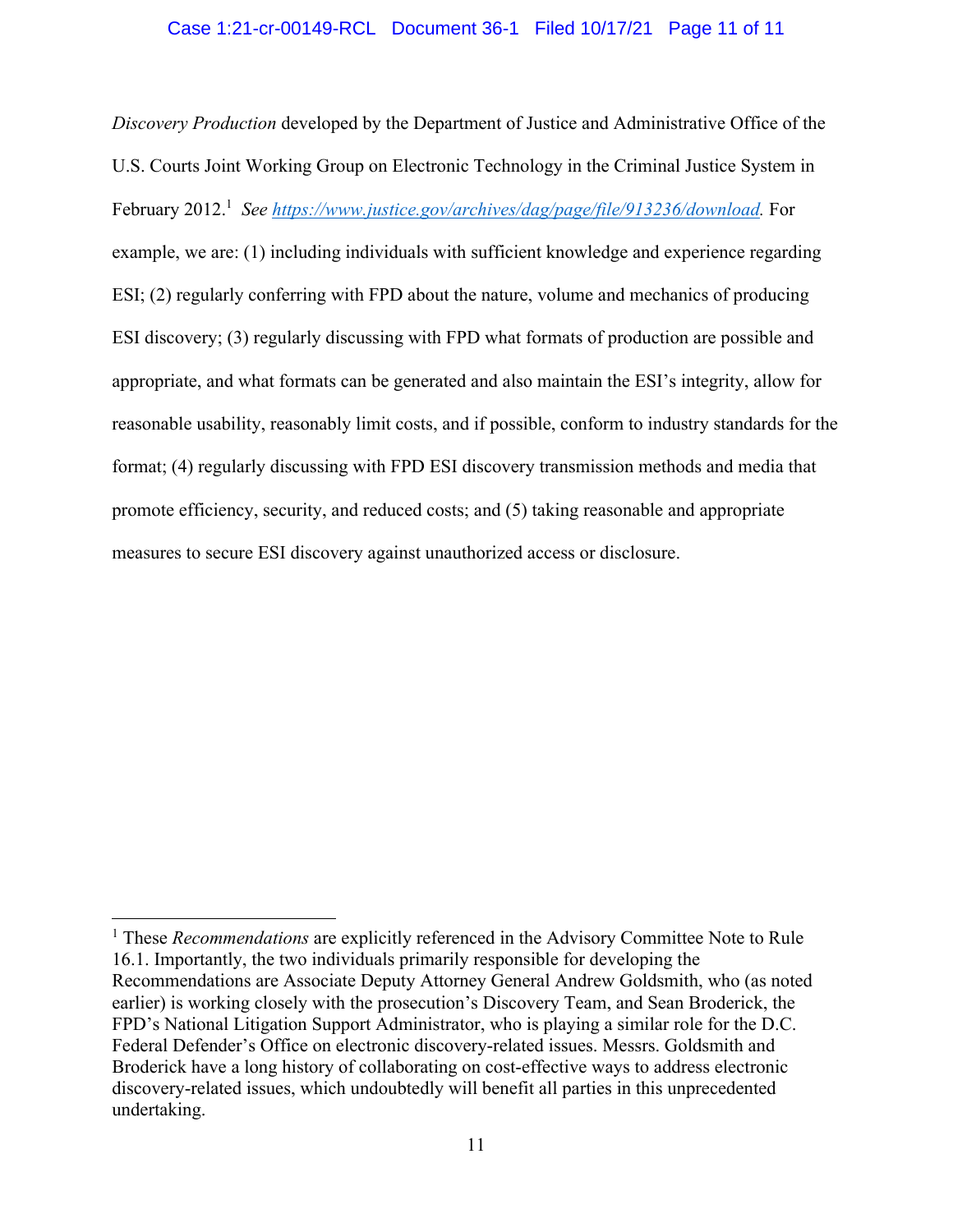*Discovery Production* developed by the Department of Justice and Administrative Office of the U.S. Courts Joint Working Group on Electronic Technology in the Criminal Justice System in February 2012.[1] *See* https://www.justice.gov/archives/dag/page/file/913236/download. For example, we are: (1) including individuals with sufficient knowledge and experience regarding ESI; (2) regularly conferring with FPD about the nature, volume and mechanics of producing ESI discovery; (3) regularly discussing with FPD what formats of production are possible and appropriate, and what formats can be generated and also maintain the ESI's integrity, allow for reasonable usability, reasonably limit costs, and if possible, conform to industry standards for the format; (4) regularly discussing with FPD ESI discovery transmission methods and media that promote efficiency, security, and reduced costs; and (5) taking reasonable and appropriate measures to secure ESI discovery against unauthorized access or disclosure.

---

[1] These *Recommendations* are explicitly referenced in the Advisory Committee Note to Rule 16.1. Importantly, the two individuals primarily responsible for developing the Recommendations are Associate Deputy Attorney General Andrew Goldsmith, who (as noted earlier) is working closely with the prosecution's Discovery Team, and Sean Broderick, the FPD's National Litigation Support Administrator, who is playing a similar role for the D.C. Federal Defender's Office on electronic discovery-related issues. Messrs. Goldsmith and Broderick have a long history of collaborating on cost-effective ways to address electronic discovery-related issues, which undoubtedly will benefit all parties in this unprecedented undertaking.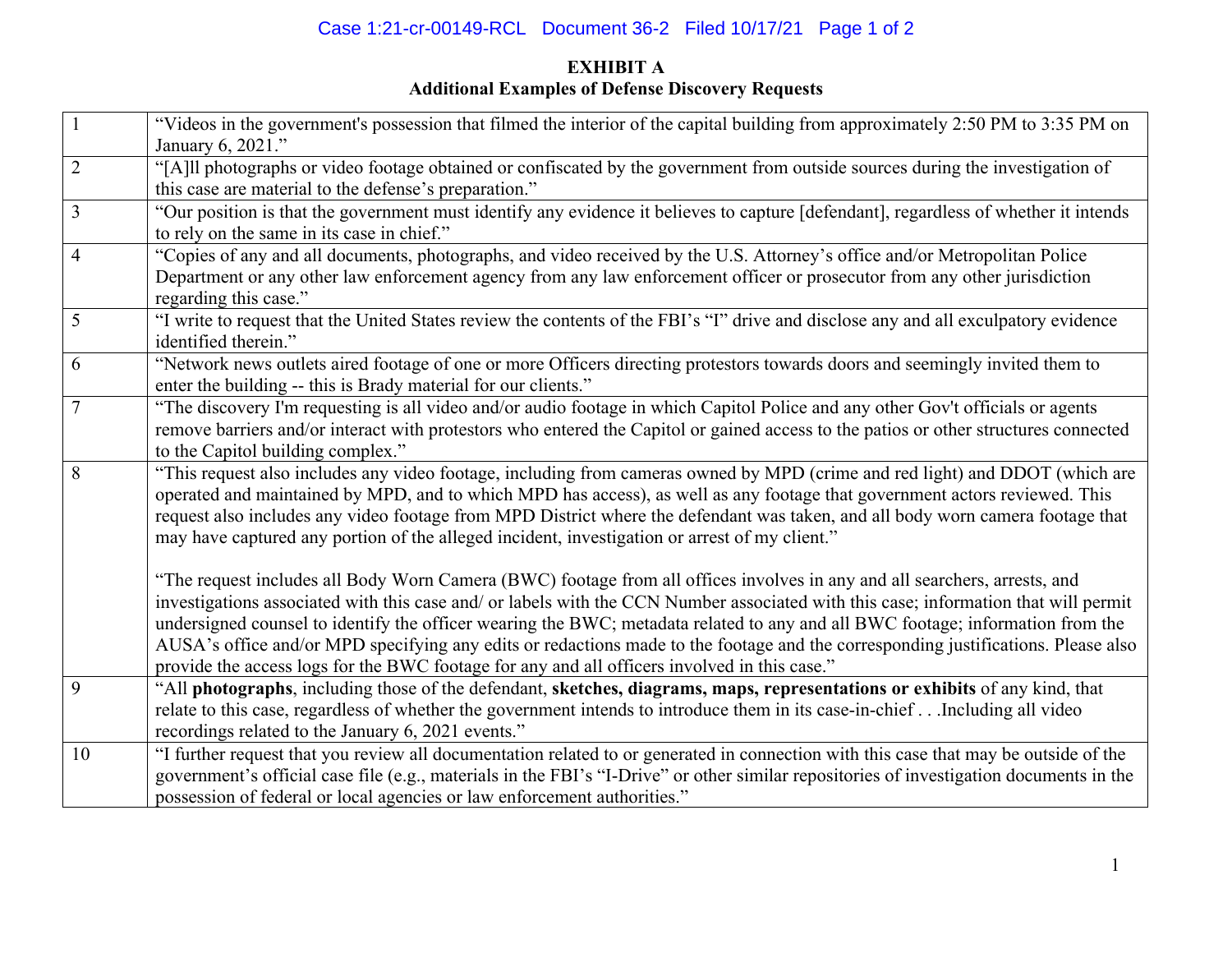**EXHIBIT A**
**Additional Examples of Defense Discovery Requests**

| | |
|---|---|
| 1 | "Videos in the government's possession that filmed the interior of the capital building from approximately 2:50 PM to 3:35 PM on January 6, 2021." |
| 2 | "[A]ll photographs or video footage obtained or confiscated by the government from outside sources during the investigation of this case are material to the defense's preparation." |
| 3 | "Our position is that the government must identify any evidence it believes to capture [defendant], regardless of whether it intends to rely on the same in its case in chief." |
| 4 | "Copies of any and all documents, photographs, and video received by the U.S. Attorney's office and/or Metropolitan Police Department or any other law enforcement agency from any law enforcement officer or prosecutor from any other jurisdiction regarding this case." |
| 5 | "I write to request that the United States review the contents of the FBI's "I" drive and disclose any and all exculpatory evidence identified therein." |
| 6 | "Network news outlets aired footage of one or more Officers directing protestors towards doors and seemingly invited them to enter the building -- this is Brady material for our clients." |
| 7 | "The discovery I'm requesting is all video and/or audio footage in which Capitol Police and any other Gov't officials or agents remove barriers and/or interact with protestors who entered the Capitol or gained access to the patios or other structures connected to the Capitol building complex." |
| 8 | "This request also includes any video footage, including from cameras owned by MPD (crime and red light) and DDOT (which are operated and maintained by MPD, and to which MPD has access), as well as any footage that government actors reviewed. This request also includes any video footage from MPD District where the defendant was taken, and all body worn camera footage that may have captured any portion of the alleged incident, investigation or arrest of my client."<br><br>"The request includes all Body Worn Camera (BWC) footage from all offices involves in any and all searchers, arrests, and investigations associated with this case and/ or labels with the CCN Number associated with this case; information that will permit undersigned counsel to identify the officer wearing the BWC; metadata related to any and all BWC footage; information from the AUSA's office and/or MPD specifying any edits or redactions made to the footage and the corresponding justifications. Please also provide the access logs for the BWC footage for any and all officers involved in this case." |
| 9 | "All **photographs**, including those of the defendant, **sketches, diagrams, maps, representations or exhibits** of any kind, that relate to this case, regardless of whether the government intends to introduce them in its case-in-chief . . .Including all video recordings related to the January 6, 2021 events." |
| 10 | "I further request that you review all documentation related to or generated in connection with this case that may be outside of the government's official case file (e.g., materials in the FBI's "I-Drive" or other similar repositories of investigation documents in the possession of federal or local agencies or law enforcement authorities." |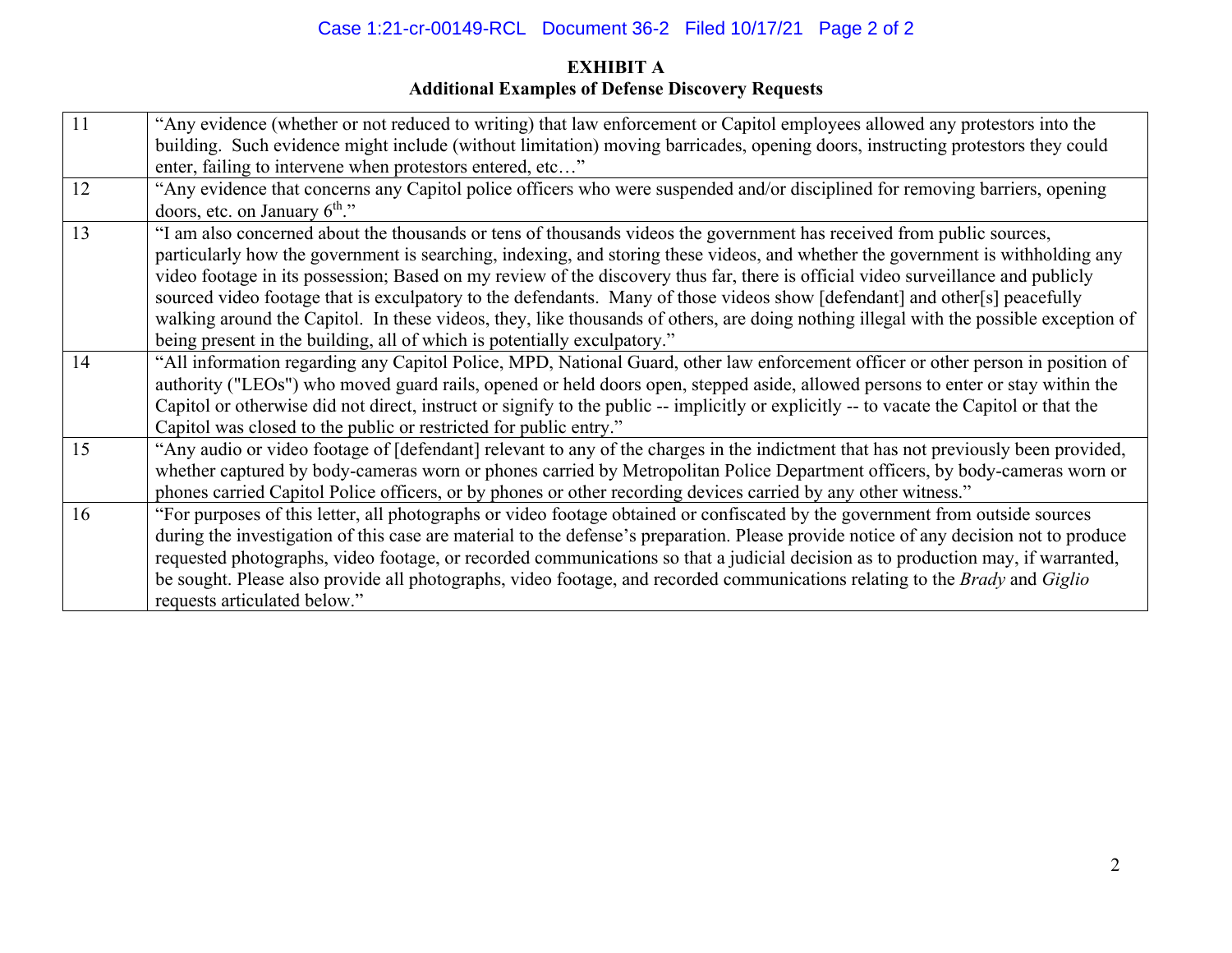**EXHIBIT A**
**Additional Examples of Defense Discovery Requests**

| | |
|---|---|
| 11 | "Any evidence (whether or not reduced to writing) that law enforcement or Capitol employees allowed any protestors into the building. Such evidence might include (without limitation) moving barricades, opening doors, instructing protestors they could enter, failing to intervene when protestors entered, etc…" |
| 12 | "Any evidence that concerns any Capitol police officers who were suspended and/or disciplined for removing barriers, opening doors, etc. on January 6th." |
| 13 | "I am also concerned about the thousands or tens of thousands videos the government has received from public sources, particularly how the government is searching, indexing, and storing these videos, and whether the government is withholding any video footage in its possession; Based on my review of the discovery thus far, there is official video surveillance and publicly sourced video footage that is exculpatory to the defendants. Many of those videos show [defendant] and other[s] peacefully walking around the Capitol. In these videos, they, like thousands of others, are doing nothing illegal with the possible exception of being present in the building, all of which is potentially exculpatory." |
| 14 | "All information regarding any Capitol Police, MPD, National Guard, other law enforcement officer or other person in position of authority ("LEOs") who moved guard rails, opened or held doors open, stepped aside, allowed persons to enter or stay within the Capitol or otherwise did not direct, instruct or signify to the public -- implicitly or explicitly -- to vacate the Capitol or that the Capitol was closed to the public or restricted for public entry." |
| 15 | "Any audio or video footage of [defendant] relevant to any of the charges in the indictment that has not previously been provided, whether captured by body-cameras worn or phones carried by Metropolitan Police Department officers, by body-cameras worn or phones carried Capitol Police officers, or by phones or other recording devices carried by any other witness." |
| 16 | "For purposes of this letter, all photographs or video footage obtained or confiscated by the government from outside sources during the investigation of this case are material to the defense's preparation. Please provide notice of any decision not to produce requested photographs, video footage, or recorded communications so that a judicial decision as to production may, if warranted, be sought. Please also provide all photographs, video footage, and recorded communications relating to the *Brady* and *Giglio* requests articulated below." |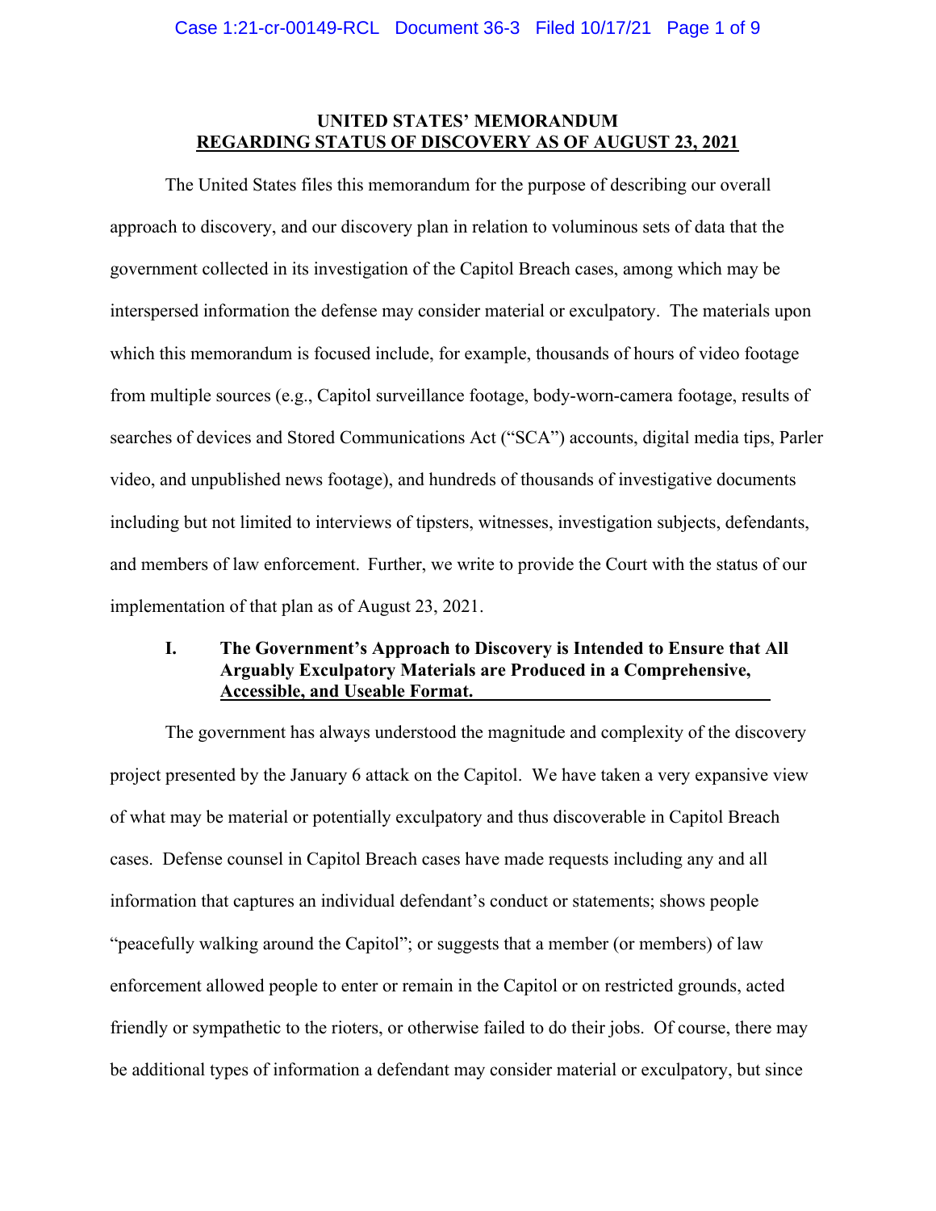**UNITED STATES' MEMORANDUM**
**REGARDING STATUS OF DISCOVERY AS OF AUGUST 23, 2021**

The United States files this memorandum for the purpose of describing our overall approach to discovery, and our discovery plan in relation to voluminous sets of data that the government collected in its investigation of the Capitol Breach cases, among which may be interspersed information the defense may consider material or exculpatory. The materials upon which this memorandum is focused include, for example, thousands of hours of video footage from multiple sources (e.g., Capitol surveillance footage, body-worn-camera footage, results of searches of devices and Stored Communications Act ("SCA") accounts, digital media tips, Parler video, and unpublished news footage), and hundreds of thousands of investigative documents including but not limited to interviews of tipsters, witnesses, investigation subjects, defendants, and members of law enforcement. Further, we write to provide the Court with the status of our implementation of that plan as of August 23, 2021.

## I. The Government's Approach to Discovery is Intended to Ensure that All Arguably Exculpatory Materials are Produced in a Comprehensive, Accessible, and Useable Format.

The government has always understood the magnitude and complexity of the discovery project presented by the January 6 attack on the Capitol. We have taken a very expansive view of what may be material or potentially exculpatory and thus discoverable in Capitol Breach cases. Defense counsel in Capitol Breach cases have made requests including any and all information that captures an individual defendant's conduct or statements; shows people "peacefully walking around the Capitol"; or suggests that a member (or members) of law enforcement allowed people to enter or remain in the Capitol or on restricted grounds, acted friendly or sympathetic to the rioters, or otherwise failed to do their jobs. Of course, there may be additional types of information a defendant may consider material or exculpatory, but since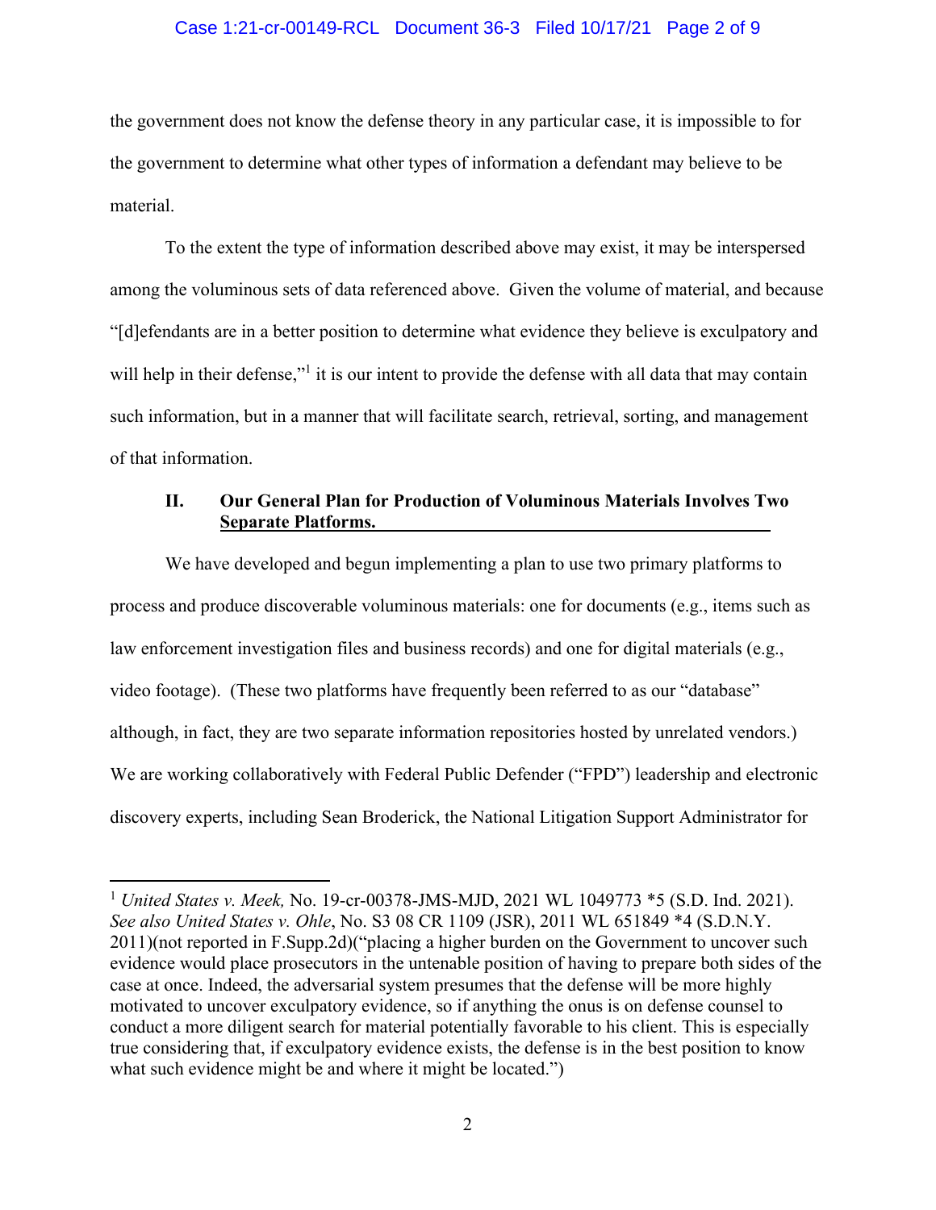the government does not know the defense theory in any particular case, it is impossible to for the government to determine what other types of information a defendant may believe to be material.

To the extent the type of information described above may exist, it may be interspersed among the voluminous sets of data referenced above. Given the volume of material, and because "[d]efendants are in a better position to determine what evidence they believe is exculpatory and will help in their defense,"[1] it is our intent to provide the defense with all data that may contain such information, but in a manner that will facilitate search, retrieval, sorting, and management of that information.

## II. Our General Plan for Production of Voluminous Materials Involves Two Separate Platforms.

We have developed and begun implementing a plan to use two primary platforms to process and produce discoverable voluminous materials: one for documents (e.g., items such as law enforcement investigation files and business records) and one for digital materials (e.g., video footage). (These two platforms have frequently been referred to as our "database" although, in fact, they are two separate information repositories hosted by unrelated vendors.) We are working collaboratively with Federal Public Defender ("FPD") leadership and electronic discovery experts, including Sean Broderick, the National Litigation Support Administrator for

---

[1] *United States v. Meek,* No. 19-cr-00378-JMS-MJD, 2021 WL 1049773 *5 (S.D. Ind. 2021). *See also United States v. Ohle*, No. S3 08 CR 1109 (JSR), 2011 WL 651849 *4 (S.D.N.Y. 2011)(not reported in F.Supp.2d)("placing a higher burden on the Government to uncover such evidence would place prosecutors in the untenable position of having to prepare both sides of the case at once. Indeed, the adversarial system presumes that the defense will be more highly motivated to uncover exculpatory evidence, so if anything the onus is on defense counsel to conduct a more diligent search for material potentially favorable to his client. This is especially true considering that, if exculpatory evidence exists, the defense is in the best position to know what such evidence might be and where it might be located.")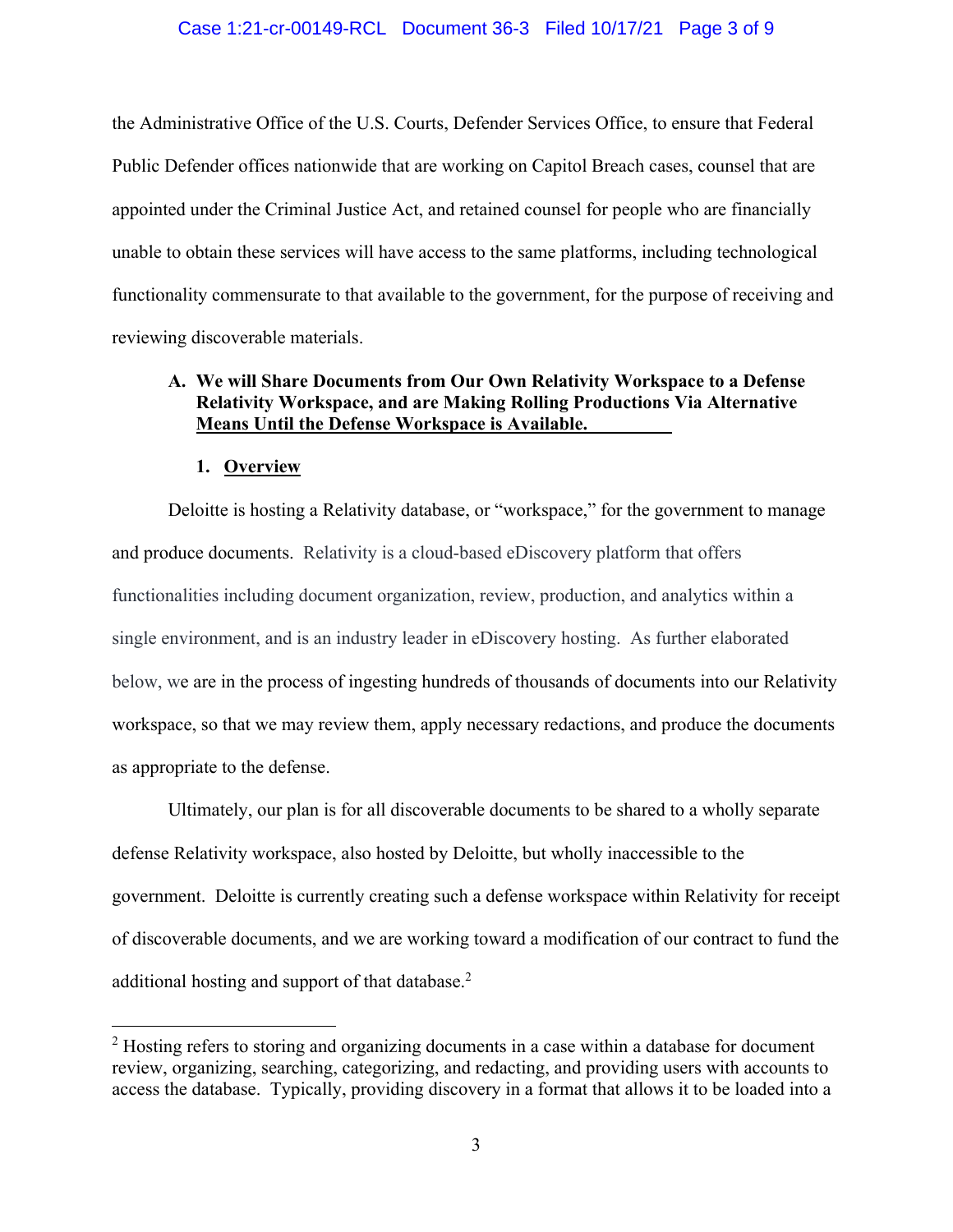the Administrative Office of the U.S. Courts, Defender Services Office, to ensure that Federal Public Defender offices nationwide that are working on Capitol Breach cases, counsel that are appointed under the Criminal Justice Act, and retained counsel for people who are financially unable to obtain these services will have access to the same platforms, including technological functionality commensurate to that available to the government, for the purpose of receiving and reviewing discoverable materials.

### A. We will Share Documents from Our Own Relativity Workspace to a Defense Relativity Workspace, and are Making Rolling Productions Via Alternative Means Until the Defense Workspace is Available.

#### 1. Overview

Deloitte is hosting a Relativity database, or "workspace," for the government to manage and produce documents. Relativity is a cloud-based eDiscovery platform that offers functionalities including document organization, review, production, and analytics within a single environment, and is an industry leader in eDiscovery hosting. As further elaborated below, we are in the process of ingesting hundreds of thousands of documents into our Relativity workspace, so that we may review them, apply necessary redactions, and produce the documents as appropriate to the defense.

Ultimately, our plan is for all discoverable documents to be shared to a wholly separate defense Relativity workspace, also hosted by Deloitte, but wholly inaccessible to the government. Deloitte is currently creating such a defense workspace within Relativity for receipt of discoverable documents, and we are working toward a modification of our contract to fund the additional hosting and support of that database.[2]

[2] Hosting refers to storing and organizing documents in a case within a database for document review, organizing, searching, categorizing, and redacting, and providing users with accounts to access the database. Typically, providing discovery in a format that allows it to be loaded into a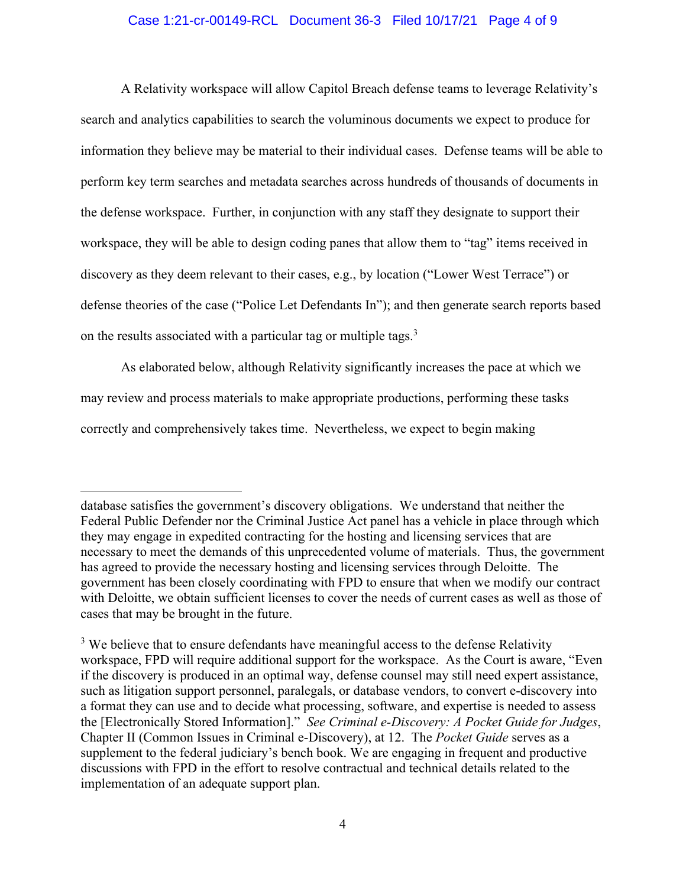A Relativity workspace will allow Capitol Breach defense teams to leverage Relativity's search and analytics capabilities to search the voluminous documents we expect to produce for information they believe may be material to their individual cases. Defense teams will be able to perform key term searches and metadata searches across hundreds of thousands of documents in the defense workspace. Further, in conjunction with any staff they designate to support their workspace, they will be able to design coding panes that allow them to "tag" items received in discovery as they deem relevant to their cases, e.g., by location ("Lower West Terrace") or defense theories of the case ("Police Let Defendants In"); and then generate search reports based on the results associated with a particular tag or multiple tags.[3]

As elaborated below, although Relativity significantly increases the pace at which we may review and process materials to make appropriate productions, performing these tasks correctly and comprehensively takes time. Nevertheless, we expect to begin making

---

database satisfies the government's discovery obligations. We understand that neither the Federal Public Defender nor the Criminal Justice Act panel has a vehicle in place through which they may engage in expedited contracting for the hosting and licensing services that are necessary to meet the demands of this unprecedented volume of materials. Thus, the government has agreed to provide the necessary hosting and licensing services through Deloitte. The government has been closely coordinating with FPD to ensure that when we modify our contract with Deloitte, we obtain sufficient licenses to cover the needs of current cases as well as those of cases that may be brought in the future.

[3] We believe that to ensure defendants have meaningful access to the defense Relativity workspace, FPD will require additional support for the workspace. As the Court is aware, "Even if the discovery is produced in an optimal way, defense counsel may still need expert assistance, such as litigation support personnel, paralegals, or database vendors, to convert e-discovery into a format they can use and to decide what processing, software, and expertise is needed to assess the [Electronically Stored Information]." *See Criminal e-Discovery: A Pocket Guide for Judges*, Chapter II (Common Issues in Criminal e-Discovery), at 12. The *Pocket Guide* serves as a supplement to the federal judiciary's bench book. We are engaging in frequent and productive discussions with FPD in the effort to resolve contractual and technical details related to the implementation of an adequate support plan.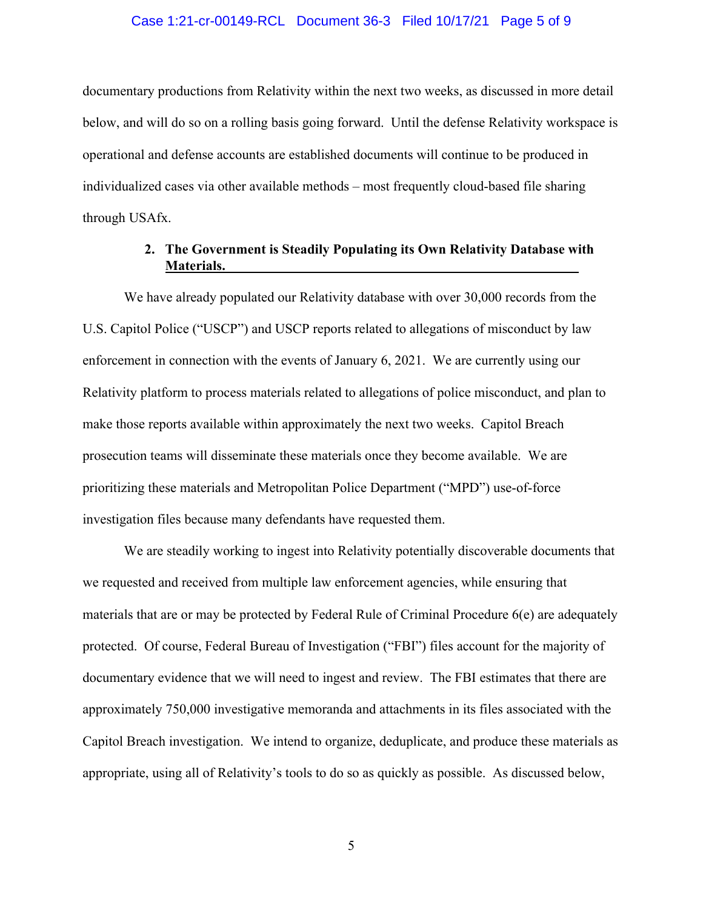documentary productions from Relativity within the next two weeks, as discussed in more detail below, and will do so on a rolling basis going forward. Until the defense Relativity workspace is operational and defense accounts are established documents will continue to be produced in individualized cases via other available methods – most frequently cloud-based file sharing through USAfx.

### 2. The Government is Steadily Populating its Own Relativity Database with Materials.

We have already populated our Relativity database with over 30,000 records from the U.S. Capitol Police ("USCP") and USCP reports related to allegations of misconduct by law enforcement in connection with the events of January 6, 2021. We are currently using our Relativity platform to process materials related to allegations of police misconduct, and plan to make those reports available within approximately the next two weeks. Capitol Breach prosecution teams will disseminate these materials once they become available. We are prioritizing these materials and Metropolitan Police Department ("MPD") use-of-force investigation files because many defendants have requested them.

We are steadily working to ingest into Relativity potentially discoverable documents that we requested and received from multiple law enforcement agencies, while ensuring that materials that are or may be protected by Federal Rule of Criminal Procedure 6(e) are adequately protected. Of course, Federal Bureau of Investigation ("FBI") files account for the majority of documentary evidence that we will need to ingest and review. The FBI estimates that there are approximately 750,000 investigative memoranda and attachments in its files associated with the Capitol Breach investigation. We intend to organize, deduplicate, and produce these materials as appropriate, using all of Relativity's tools to do so as quickly as possible. As discussed below,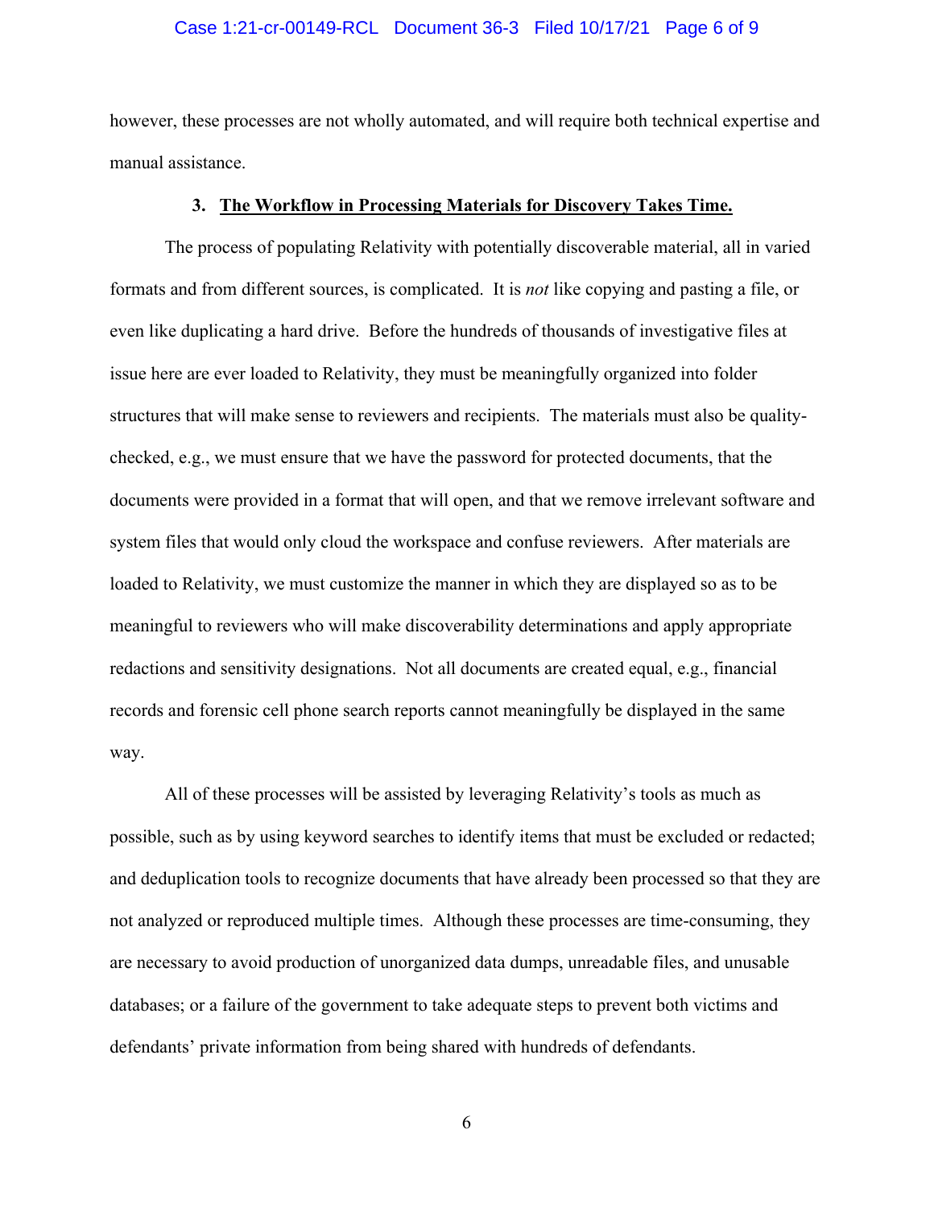however, these processes are not wholly automated, and will require both technical expertise and manual assistance.

### 3. <u>The Workflow in Processing Materials for Discovery Takes Time.</u>

The process of populating Relativity with potentially discoverable material, all in varied formats and from different sources, is complicated. It is *not* like copying and pasting a file, or even like duplicating a hard drive. Before the hundreds of thousands of investigative files at issue here are ever loaded to Relativity, they must be meaningfully organized into folder structures that will make sense to reviewers and recipients. The materials must also be quality-checked, e.g., we must ensure that we have the password for protected documents, that the documents were provided in a format that will open, and that we remove irrelevant software and system files that would only cloud the workspace and confuse reviewers. After materials are loaded to Relativity, we must customize the manner in which they are displayed so as to be meaningful to reviewers who will make discoverability determinations and apply appropriate redactions and sensitivity designations. Not all documents are created equal, e.g., financial records and forensic cell phone search reports cannot meaningfully be displayed in the same way.

All of these processes will be assisted by leveraging Relativity's tools as much as possible, such as by using keyword searches to identify items that must be excluded or redacted; and deduplication tools to recognize documents that have already been processed so that they are not analyzed or reproduced multiple times. Although these processes are time-consuming, they are necessary to avoid production of unorganized data dumps, unreadable files, and unusable databases; or a failure of the government to take adequate steps to prevent both victims and defendants' private information from being shared with hundreds of defendants.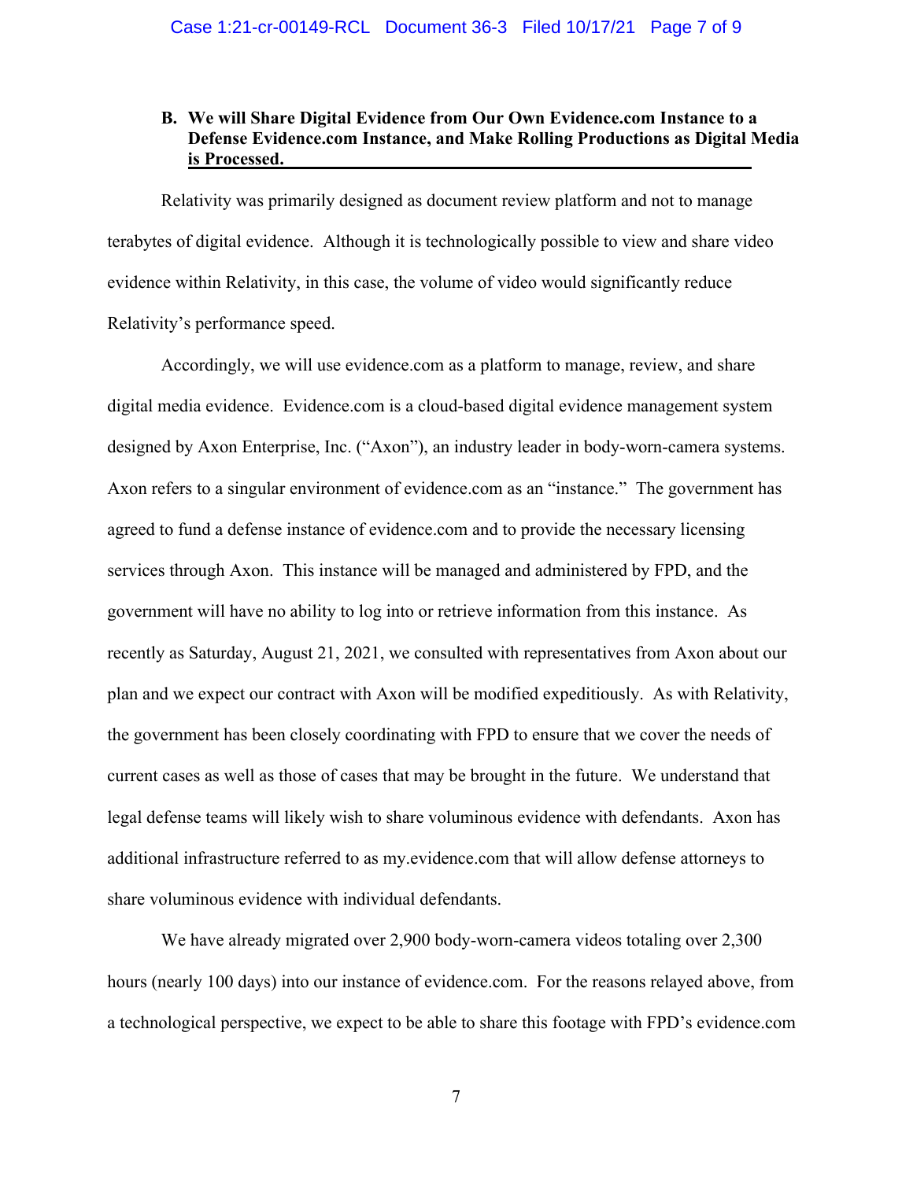### B. We will Share Digital Evidence from Our Own Evidence.com Instance to a Defense Evidence.com Instance, and Make Rolling Productions as Digital Media is Processed.

Relativity was primarily designed as document review platform and not to manage terabytes of digital evidence. Although it is technologically possible to view and share video evidence within Relativity, in this case, the volume of video would significantly reduce Relativity's performance speed.

Accordingly, we will use evidence.com as a platform to manage, review, and share digital media evidence. Evidence.com is a cloud-based digital evidence management system designed by Axon Enterprise, Inc. ("Axon"), an industry leader in body-worn-camera systems. Axon refers to a singular environment of evidence.com as an "instance." The government has agreed to fund a defense instance of evidence.com and to provide the necessary licensing services through Axon. This instance will be managed and administered by FPD, and the government will have no ability to log into or retrieve information from this instance. As recently as Saturday, August 21, 2021, we consulted with representatives from Axon about our plan and we expect our contract with Axon will be modified expeditiously. As with Relativity, the government has been closely coordinating with FPD to ensure that we cover the needs of current cases as well as those of cases that may be brought in the future. We understand that legal defense teams will likely wish to share voluminous evidence with defendants. Axon has additional infrastructure referred to as my.evidence.com that will allow defense attorneys to share voluminous evidence with individual defendants.

We have already migrated over 2,900 body-worn-camera videos totaling over 2,300 hours (nearly 100 days) into our instance of evidence.com. For the reasons relayed above, from a technological perspective, we expect to be able to share this footage with FPD's evidence.com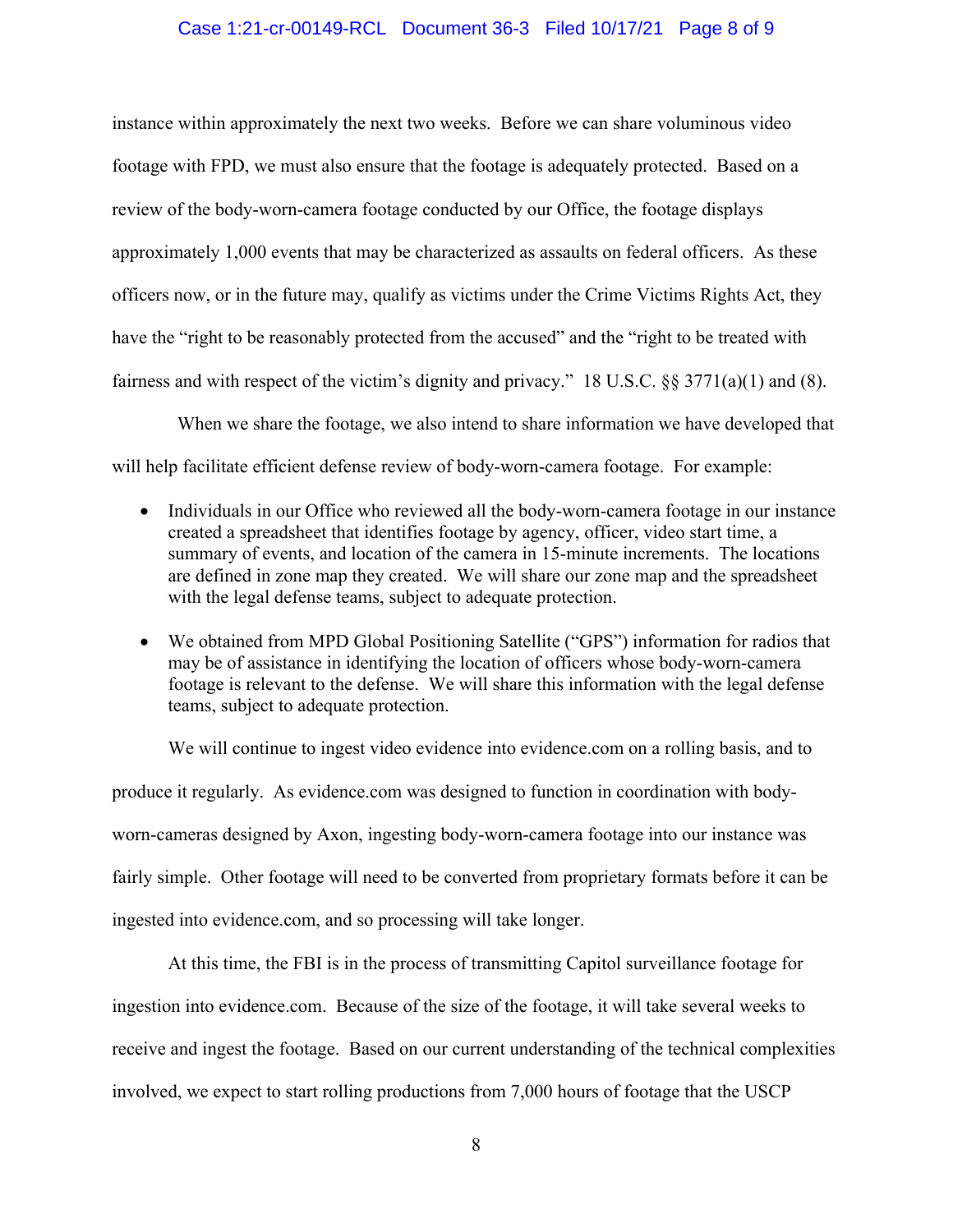instance within approximately the next two weeks. Before we can share voluminous video footage with FPD, we must also ensure that the footage is adequately protected. Based on a review of the body-worn-camera footage conducted by our Office, the footage displays approximately 1,000 events that may be characterized as assaults on federal officers. As these officers now, or in the future may, qualify as victims under the Crime Victims Rights Act, they have the "right to be reasonably protected from the accused" and the "right to be treated with fairness and with respect of the victim's dignity and privacy." 18 U.S.C. §§ 3771(a)(1) and (8).

When we share the footage, we also intend to share information we have developed that will help facilitate efficient defense review of body-worn-camera footage. For example:

- Individuals in our Office who reviewed all the body-worn-camera footage in our instance created a spreadsheet that identifies footage by agency, officer, video start time, a summary of events, and location of the camera in 15-minute increments. The locations are defined in zone map they created. We will share our zone map and the spreadsheet with the legal defense teams, subject to adequate protection.
- We obtained from MPD Global Positioning Satellite ("GPS") information for radios that may be of assistance in identifying the location of officers whose body-worn-camera footage is relevant to the defense. We will share this information with the legal defense teams, subject to adequate protection.

We will continue to ingest video evidence into evidence.com on a rolling basis, and to produce it regularly. As evidence.com was designed to function in coordination with body-worn-cameras designed by Axon, ingesting body-worn-camera footage into our instance was fairly simple. Other footage will need to be converted from proprietary formats before it can be ingested into evidence.com, and so processing will take longer.

At this time, the FBI is in the process of transmitting Capitol surveillance footage for ingestion into evidence.com. Because of the size of the footage, it will take several weeks to receive and ingest the footage. Based on our current understanding of the technical complexities involved, we expect to start rolling productions from 7,000 hours of footage that the USCP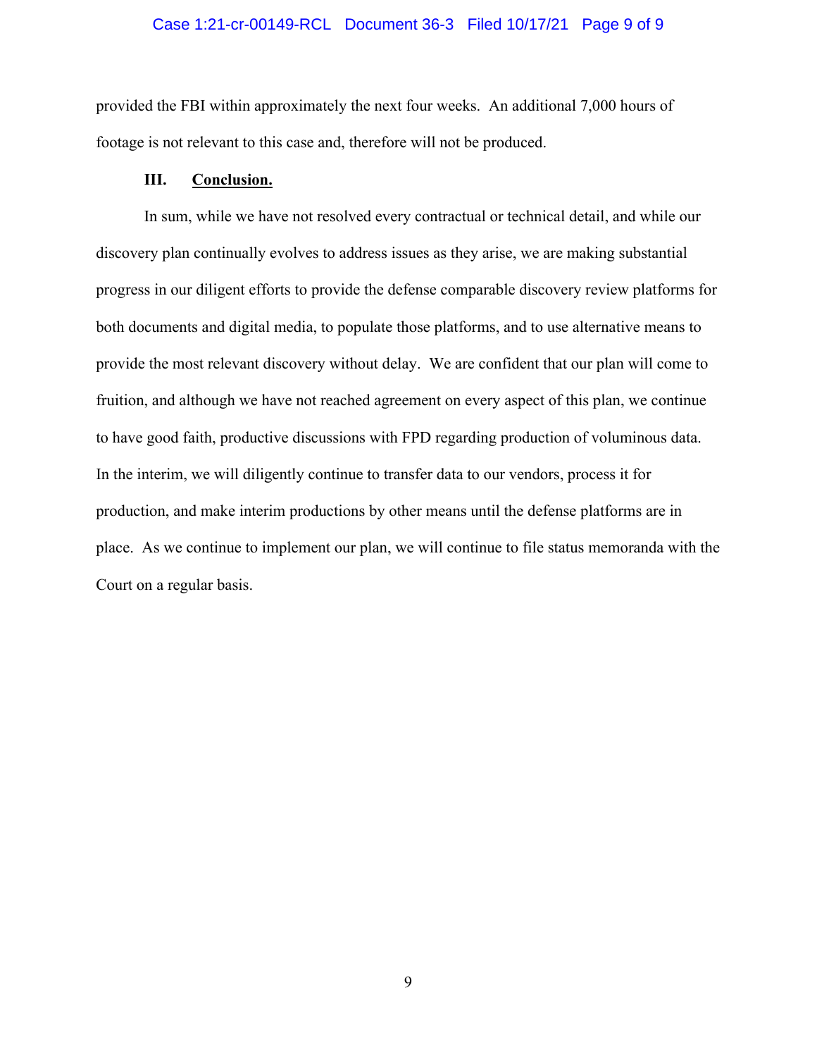provided the FBI within approximately the next four weeks. An additional 7,000 hours of footage is not relevant to this case and, therefore will not be produced.

## III. Conclusion.

In sum, while we have not resolved every contractual or technical detail, and while our discovery plan continually evolves to address issues as they arise, we are making substantial progress in our diligent efforts to provide the defense comparable discovery review platforms for both documents and digital media, to populate those platforms, and to use alternative means to provide the most relevant discovery without delay. We are confident that our plan will come to fruition, and although we have not reached agreement on every aspect of this plan, we continue to have good faith, productive discussions with FPD regarding production of voluminous data. In the interim, we will diligently continue to transfer data to our vendors, process it for production, and make interim productions by other means until the defense platforms are in place. As we continue to implement our plan, we will continue to file status memoranda with the Court on a regular basis.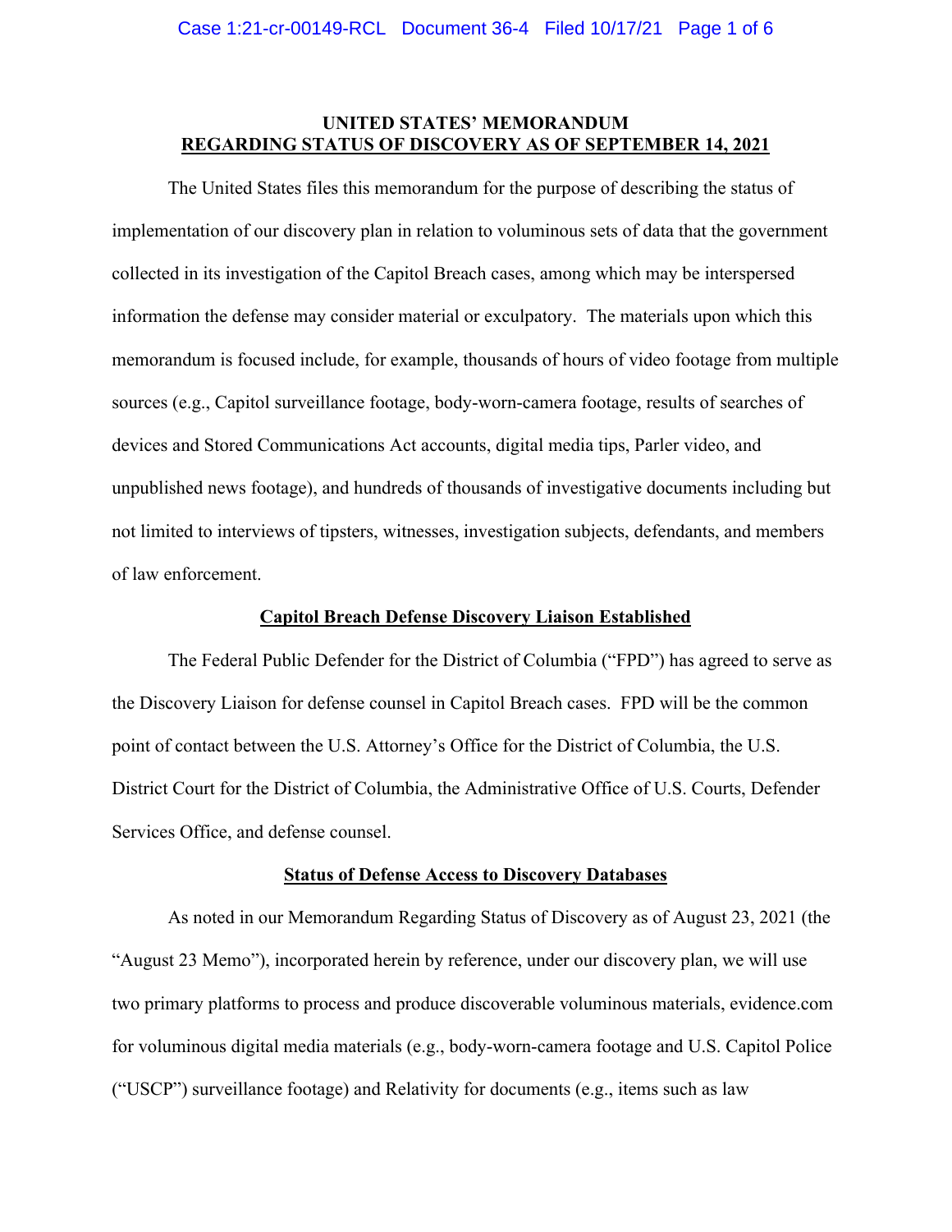**UNITED STATES' MEMORANDUM**
**REGARDING STATUS OF DISCOVERY AS OF SEPTEMBER 14, 2021**

The United States files this memorandum for the purpose of describing the status of implementation of our discovery plan in relation to voluminous sets of data that the government collected in its investigation of the Capitol Breach cases, among which may be interspersed information the defense may consider material or exculpatory. The materials upon which this memorandum is focused include, for example, thousands of hours of video footage from multiple sources (e.g., Capitol surveillance footage, body-worn-camera footage, results of searches of devices and Stored Communications Act accounts, digital media tips, Parler video, and unpublished news footage), and hundreds of thousands of investigative documents including but not limited to interviews of tipsters, witnesses, investigation subjects, defendants, and members of law enforcement.

**Capitol Breach Defense Discovery Liaison Established**

The Federal Public Defender for the District of Columbia ("FPD") has agreed to serve as the Discovery Liaison for defense counsel in Capitol Breach cases. FPD will be the common point of contact between the U.S. Attorney's Office for the District of Columbia, the U.S. District Court for the District of Columbia, the Administrative Office of U.S. Courts, Defender Services Office, and defense counsel.

**Status of Defense Access to Discovery Databases**

As noted in our Memorandum Regarding Status of Discovery as of August 23, 2021 (the "August 23 Memo"), incorporated herein by reference, under our discovery plan, we will use two primary platforms to process and produce discoverable voluminous materials, evidence.com for voluminous digital media materials (e.g., body-worn-camera footage and U.S. Capitol Police ("USCP") surveillance footage) and Relativity for documents (e.g., items such as law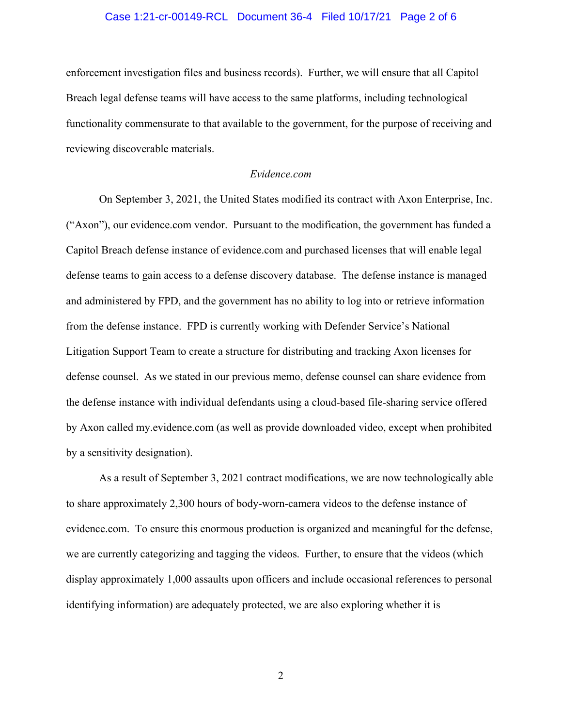enforcement investigation files and business records). Further, we will ensure that all Capitol Breach legal defense teams will have access to the same platforms, including technological functionality commensurate to that available to the government, for the purpose of receiving and reviewing discoverable materials.

*Evidence.com*

On September 3, 2021, the United States modified its contract with Axon Enterprise, Inc. ("Axon"), our evidence.com vendor. Pursuant to the modification, the government has funded a Capitol Breach defense instance of evidence.com and purchased licenses that will enable legal defense teams to gain access to a defense discovery database. The defense instance is managed and administered by FPD, and the government has no ability to log into or retrieve information from the defense instance. FPD is currently working with Defender Service's National Litigation Support Team to create a structure for distributing and tracking Axon licenses for defense counsel. As we stated in our previous memo, defense counsel can share evidence from the defense instance with individual defendants using a cloud-based file-sharing service offered by Axon called my.evidence.com (as well as provide downloaded video, except when prohibited by a sensitivity designation).

As a result of September 3, 2021 contract modifications, we are now technologically able to share approximately 2,300 hours of body-worn-camera videos to the defense instance of evidence.com. To ensure this enormous production is organized and meaningful for the defense, we are currently categorizing and tagging the videos. Further, to ensure that the videos (which display approximately 1,000 assaults upon officers and include occasional references to personal identifying information) are adequately protected, we are also exploring whether it is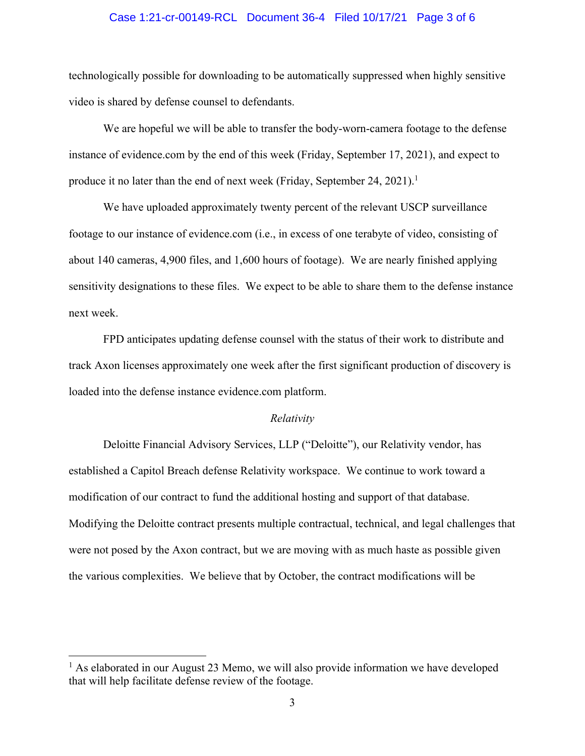technologically possible for downloading to be automatically suppressed when highly sensitive video is shared by defense counsel to defendants.

We are hopeful we will be able to transfer the body-worn-camera footage to the defense instance of evidence.com by the end of this week (Friday, September 17, 2021), and expect to produce it no later than the end of next week (Friday, September 24, 2021).[1]

We have uploaded approximately twenty percent of the relevant USCP surveillance footage to our instance of evidence.com (i.e., in excess of one terabyte of video, consisting of about 140 cameras, 4,900 files, and 1,600 hours of footage). We are nearly finished applying sensitivity designations to these files. We expect to be able to share them to the defense instance next week.

FPD anticipates updating defense counsel with the status of their work to distribute and track Axon licenses approximately one week after the first significant production of discovery is loaded into the defense instance evidence.com platform.

*Relativity*

Deloitte Financial Advisory Services, LLP ("Deloitte"), our Relativity vendor, has established a Capitol Breach defense Relativity workspace. We continue to work toward a modification of our contract to fund the additional hosting and support of that database. Modifying the Deloitte contract presents multiple contractual, technical, and legal challenges that were not posed by the Axon contract, but we are moving with as much haste as possible given the various complexities. We believe that by October, the contract modifications will be

[1] As elaborated in our August 23 Memo, we will also provide information we have developed that will help facilitate defense review of the footage.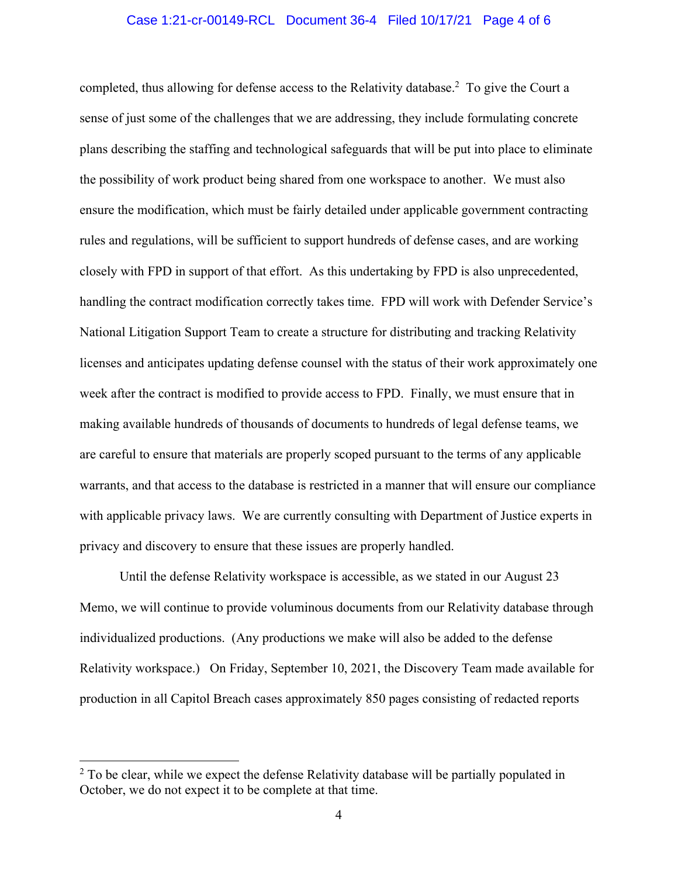completed, thus allowing for defense access to the Relativity database.[2] To give the Court a sense of just some of the challenges that we are addressing, they include formulating concrete plans describing the staffing and technological safeguards that will be put into place to eliminate the possibility of work product being shared from one workspace to another. We must also ensure the modification, which must be fairly detailed under applicable government contracting rules and regulations, will be sufficient to support hundreds of defense cases, and are working closely with FPD in support of that effort. As this undertaking by FPD is also unprecedented, handling the contract modification correctly takes time. FPD will work with Defender Service's National Litigation Support Team to create a structure for distributing and tracking Relativity licenses and anticipates updating defense counsel with the status of their work approximately one week after the contract is modified to provide access to FPD. Finally, we must ensure that in making available hundreds of thousands of documents to hundreds of legal defense teams, we are careful to ensure that materials are properly scoped pursuant to the terms of any applicable warrants, and that access to the database is restricted in a manner that will ensure our compliance with applicable privacy laws. We are currently consulting with Department of Justice experts in privacy and discovery to ensure that these issues are properly handled.

Until the defense Relativity workspace is accessible, as we stated in our August 23 Memo, we will continue to provide voluminous documents from our Relativity database through individualized productions. (Any productions we make will also be added to the defense Relativity workspace.) On Friday, September 10, 2021, the Discovery Team made available for production in all Capitol Breach cases approximately 850 pages consisting of redacted reports

[2] To be clear, while we expect the defense Relativity database will be partially populated in October, we do not expect it to be complete at that time.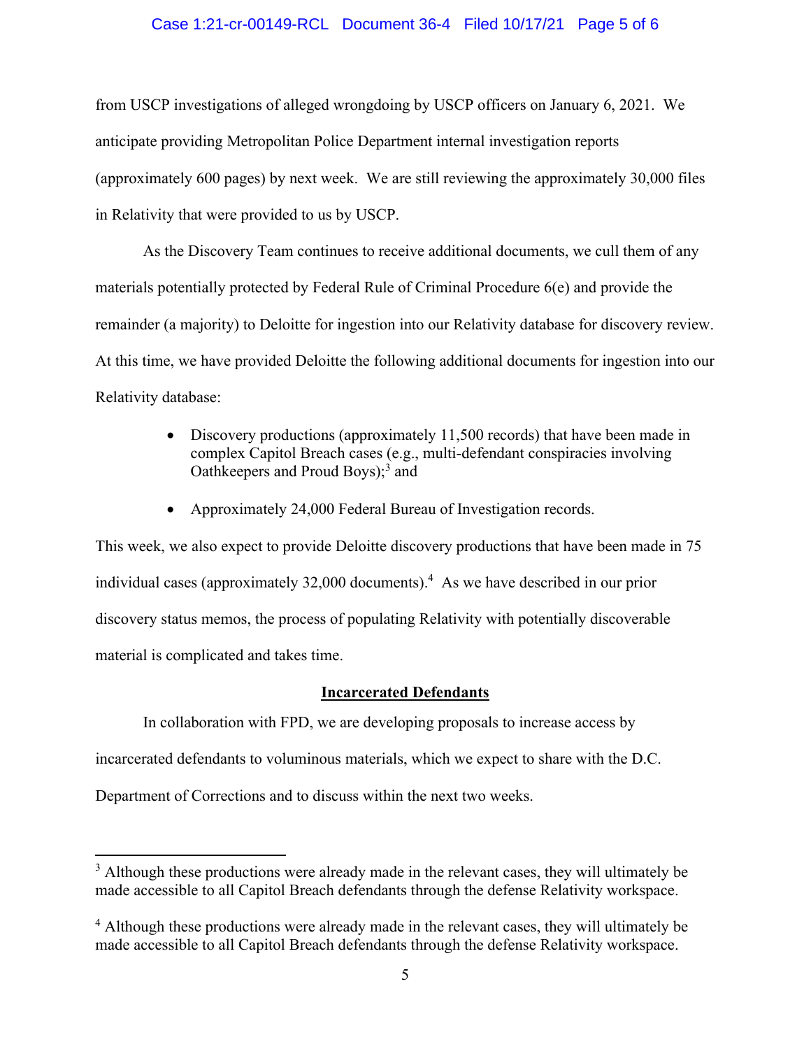from USCP investigations of alleged wrongdoing by USCP officers on January 6, 2021. We anticipate providing Metropolitan Police Department internal investigation reports (approximately 600 pages) by next week. We are still reviewing the approximately 30,000 files in Relativity that were provided to us by USCP.

As the Discovery Team continues to receive additional documents, we cull them of any materials potentially protected by Federal Rule of Criminal Procedure 6(e) and provide the remainder (a majority) to Deloitte for ingestion into our Relativity database for discovery review. At this time, we have provided Deloitte the following additional documents for ingestion into our Relativity database:

- Discovery productions (approximately 11,500 records) that have been made in complex Capitol Breach cases (e.g., multi-defendant conspiracies involving Oathkeepers and Proud Boys);[3] and
- Approximately 24,000 Federal Bureau of Investigation records.

This week, we also expect to provide Deloitte discovery productions that have been made in 75 individual cases (approximately 32,000 documents).[4] As we have described in our prior discovery status memos, the process of populating Relativity with potentially discoverable material is complicated and takes time.

## Incarcerated Defendants

In collaboration with FPD, we are developing proposals to increase access by incarcerated defendants to voluminous materials, which we expect to share with the D.C. Department of Corrections and to discuss within the next two weeks.

---

[3] Although these productions were already made in the relevant cases, they will ultimately be made accessible to all Capitol Breach defendants through the defense Relativity workspace.

[4] Although these productions were already made in the relevant cases, they will ultimately be made accessible to all Capitol Breach defendants through the defense Relativity workspace.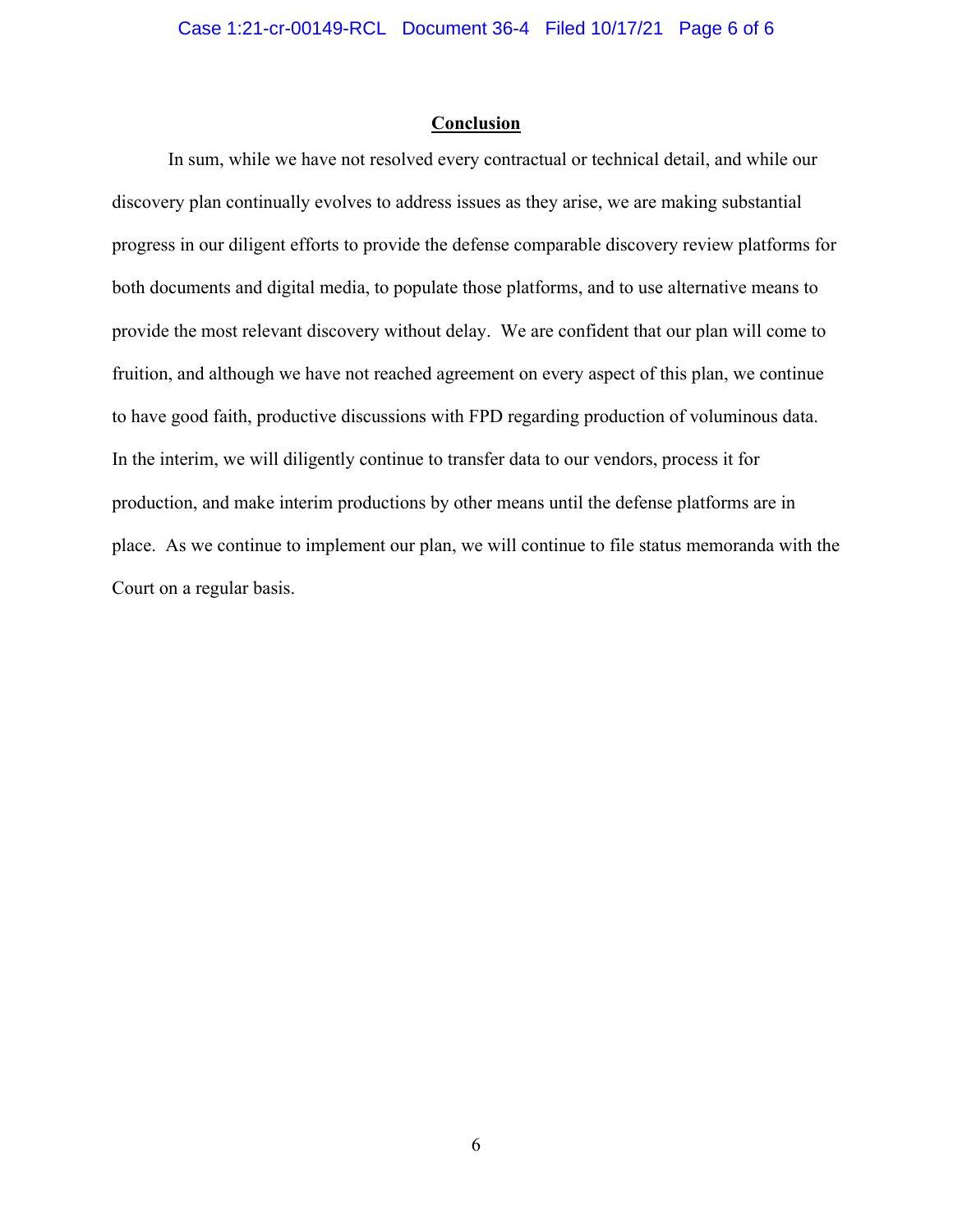## Conclusion

In sum, while we have not resolved every contractual or technical detail, and while our discovery plan continually evolves to address issues as they arise, we are making substantial progress in our diligent efforts to provide the defense comparable discovery review platforms for both documents and digital media, to populate those platforms, and to use alternative means to provide the most relevant discovery without delay. We are confident that our plan will come to fruition, and although we have not reached agreement on every aspect of this plan, we continue to have good faith, productive discussions with FPD regarding production of voluminous data. In the interim, we will diligently continue to transfer data to our vendors, process it for production, and make interim productions by other means until the defense platforms are in place. As we continue to implement our plan, we will continue to file status memoranda with the Court on a regular basis.